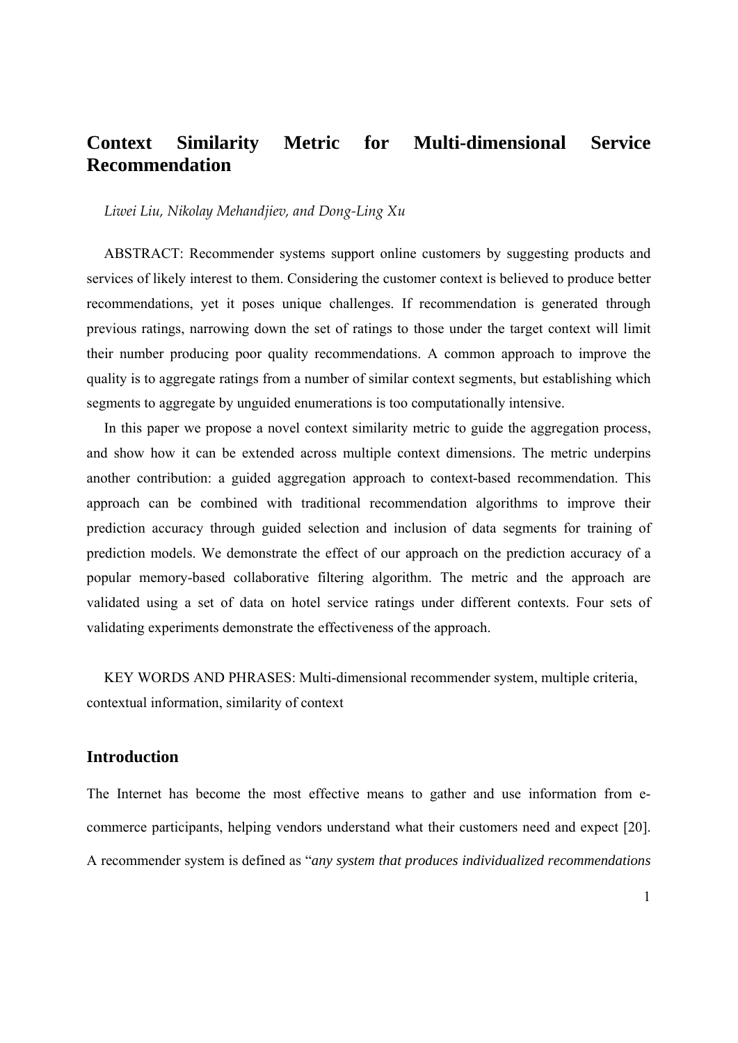# Context Similarity Metric for Multi-dimensional Service Recommendation

*Liwei Liu, Nikolay Mehandjiev, and Dong-Ling Xu*

ABSTRACT: Recommender systems support online customers by suggesting products and services of likely interest to them. Considering the customer context is believed to produce better recommendations, yet it poses unique challenges. If recommendation is generated through previous ratings, narrowing down the set of ratings to those under the target context will limit their number producing poor quality recommendations. A common approach to improve the quality is to aggregate ratings from a number of similar context segments, but establishing which segments to aggregate by unguided enumerations is too computationally intensive.

In this paper we propose a novel context similarity metric to guide the aggregation process, and show how it can be extended across multiple context dimensions. The metric underpins another contribution: a guided aggregation approach to context-based recommendation. This approach can be combined with traditional recommendation algorithms to improve their prediction accuracy through guided selection and inclusion of data segments for training of prediction models. We demonstrate the effect of our approach on the prediction accuracy of a popular memory-based collaborative filtering algorithm. The metric and the approach are validated using a set of data on hotel service ratings under different contexts. Four sets of validating experiments demonstrate the effectiveness of the approach.

KEY WORDS AND PHRASES: Multi-dimensional recommender system, multiple criteria, contextual information, similarity of context

## Introduction

The Internet has become the most effective means to gather and use information from e-commerce participants, helping vendors understand what their customers need and expect [20]. A recommender system is defined as "*any system that produces individualized recommendations*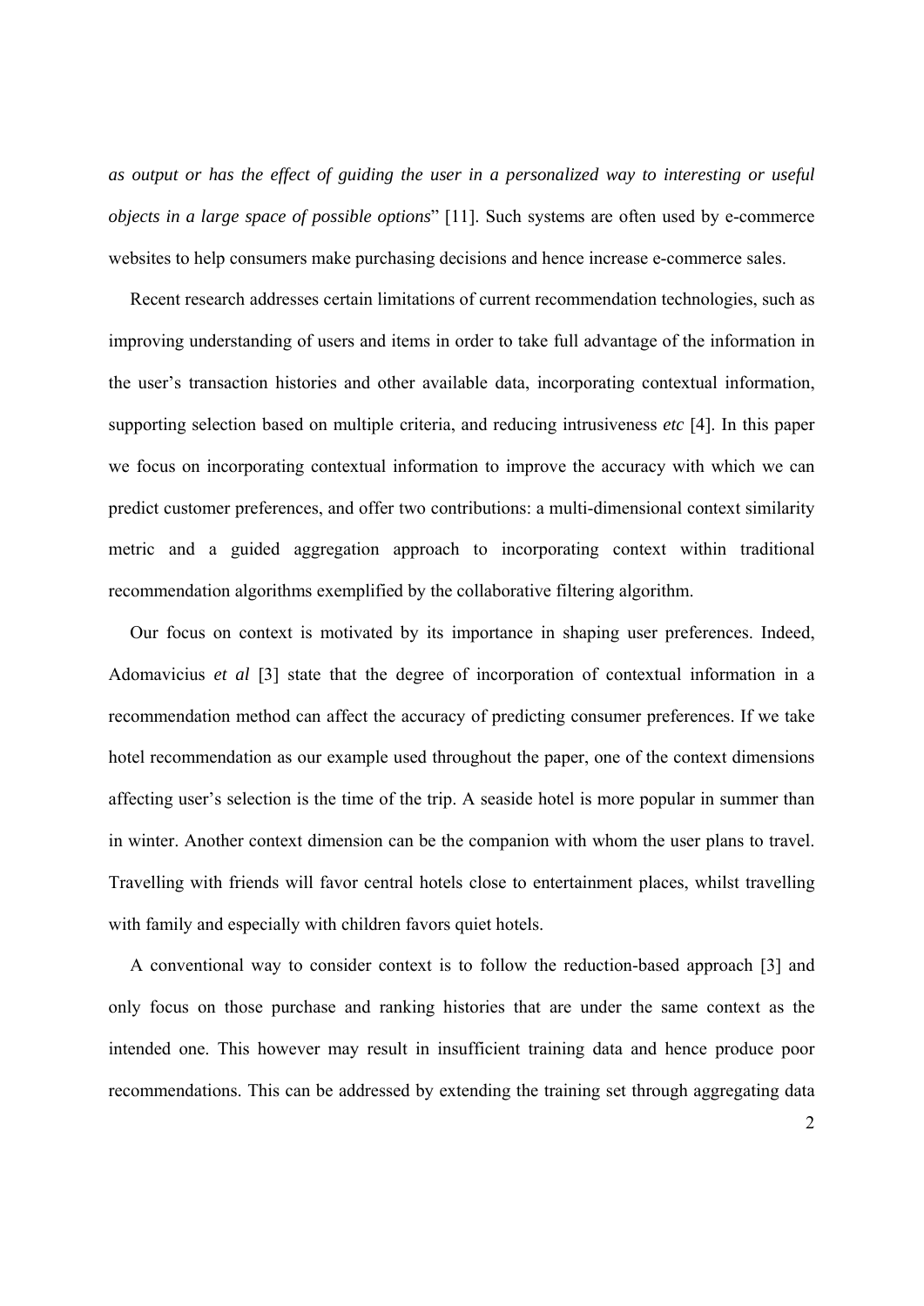*as output or has the effect of guiding the user in a personalized way to interesting or useful objects in a large space of possible options*" [11]. Such systems are often used by e-commerce websites to help consumers make purchasing decisions and hence increase e-commerce sales.

Recent research addresses certain limitations of current recommendation technologies, such as improving understanding of users and items in order to take full advantage of the information in the user's transaction histories and other available data, incorporating contextual information, supporting selection based on multiple criteria, and reducing intrusiveness *etc* [4]. In this paper we focus on incorporating contextual information to improve the accuracy with which we can predict customer preferences, and offer two contributions: a multi-dimensional context similarity metric and a guided aggregation approach to incorporating context within traditional recommendation algorithms exemplified by the collaborative filtering algorithm.

Our focus on context is motivated by its importance in shaping user preferences. Indeed, Adomavicius *et al* [3] state that the degree of incorporation of contextual information in a recommendation method can affect the accuracy of predicting consumer preferences. If we take hotel recommendation as our example used throughout the paper, one of the context dimensions affecting user's selection is the time of the trip. A seaside hotel is more popular in summer than in winter. Another context dimension can be the companion with whom the user plans to travel. Travelling with friends will favor central hotels close to entertainment places, whilst travelling with family and especially with children favors quiet hotels.

A conventional way to consider context is to follow the reduction-based approach [3] and only focus on those purchase and ranking histories that are under the same context as the intended one. This however may result in insufficient training data and hence produce poor recommendations. This can be addressed by extending the training set through aggregating data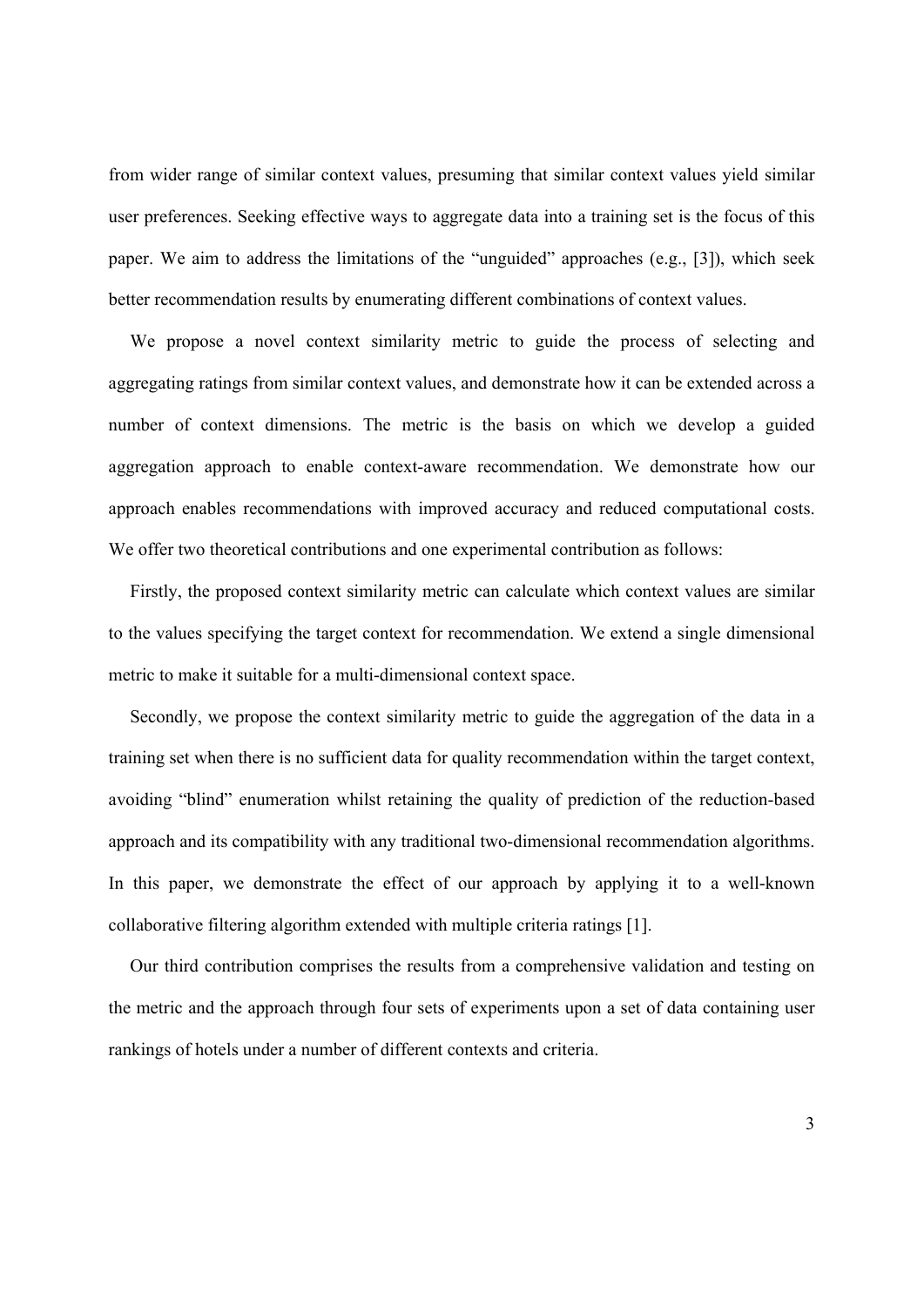from wider range of similar context values, presuming that similar context values yield similar user preferences. Seeking effective ways to aggregate data into a training set is the focus of this paper. We aim to address the limitations of the "unguided" approaches (e.g., [3]), which seek better recommendation results by enumerating different combinations of context values.

We propose a novel context similarity metric to guide the process of selecting and aggregating ratings from similar context values, and demonstrate how it can be extended across a number of context dimensions. The metric is the basis on which we develop a guided aggregation approach to enable context-aware recommendation. We demonstrate how our approach enables recommendations with improved accuracy and reduced computational costs. We offer two theoretical contributions and one experimental contribution as follows:

Firstly, the proposed context similarity metric can calculate which context values are similar to the values specifying the target context for recommendation. We extend a single dimensional metric to make it suitable for a multi-dimensional context space.

Secondly, we propose the context similarity metric to guide the aggregation of the data in a training set when there is no sufficient data for quality recommendation within the target context, avoiding "blind" enumeration whilst retaining the quality of prediction of the reduction-based approach and its compatibility with any traditional two-dimensional recommendation algorithms. In this paper, we demonstrate the effect of our approach by applying it to a well-known collaborative filtering algorithm extended with multiple criteria ratings [1].

Our third contribution comprises the results from a comprehensive validation and testing on the metric and the approach through four sets of experiments upon a set of data containing user rankings of hotels under a number of different contexts and criteria.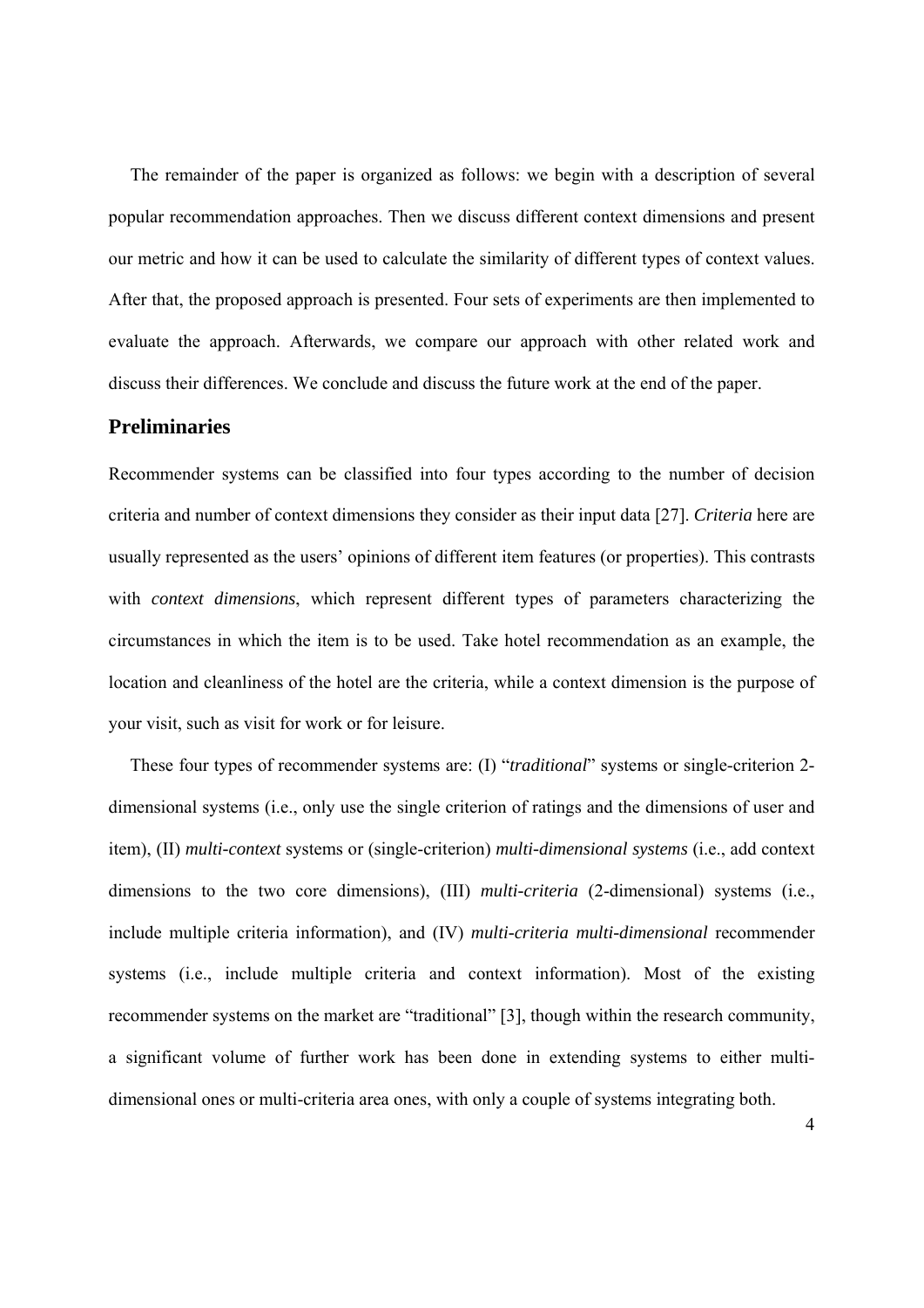The remainder of the paper is organized as follows: we begin with a description of several popular recommendation approaches. Then we discuss different context dimensions and present our metric and how it can be used to calculate the similarity of different types of context values. After that, the proposed approach is presented. Four sets of experiments are then implemented to evaluate the approach. Afterwards, we compare our approach with other related work and discuss their differences. We conclude and discuss the future work at the end of the paper.

## Preliminaries

Recommender systems can be classified into four types according to the number of decision criteria and number of context dimensions they consider as their input data [27]. *Criteria* here are usually represented as the users' opinions of different item features (or properties). This contrasts with *context dimensions*, which represent different types of parameters characterizing the circumstances in which the item is to be used. Take hotel recommendation as an example, the location and cleanliness of the hotel are the criteria, while a context dimension is the purpose of your visit, such as visit for work or for leisure.

These four types of recommender systems are: (I) "*traditional*" systems or single-criterion 2-dimensional systems (i.e., only use the single criterion of ratings and the dimensions of user and item), (II) *multi-context* systems or (single-criterion) *multi-dimensional systems* (i.e., add context dimensions to the two core dimensions), (III) *multi-criteria* (2-dimensional) systems (i.e., include multiple criteria information), and (IV) *multi-criteria multi-dimensional* recommender systems (i.e., include multiple criteria and context information). Most of the existing recommender systems on the market are "traditional" [3], though within the research community, a significant volume of further work has been done in extending systems to either multi-dimensional ones or multi-criteria area ones, with only a couple of systems integrating both.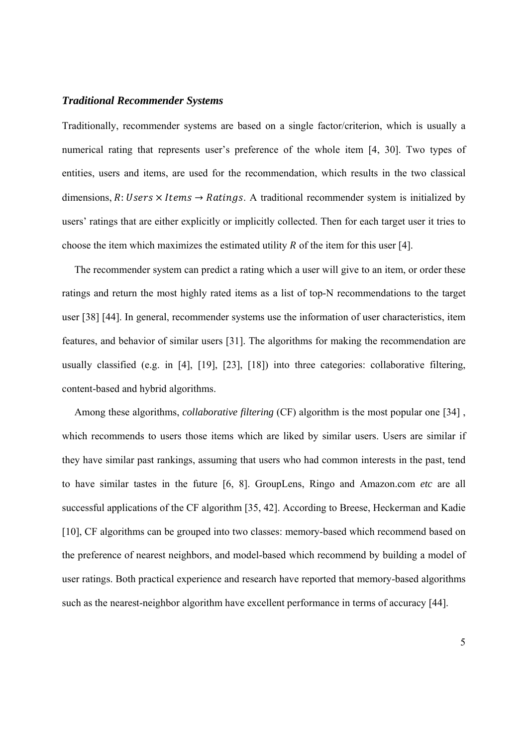### *Traditional Recommender Systems*

Traditionally, recommender systems are based on a single factor/criterion, which is usually a numerical rating that represents user's preference of the whole item [4, 30]. Two types of entities, users and items, are used for the recommendation, which results in the two classical dimensions, $R: Users \times Items \rightarrow Ratings$. A traditional recommender system is initialized by users' ratings that are either explicitly or implicitly collected. Then for each target user it tries to choose the item which maximizes the estimated utility $R$ of the item for this user [4].

The recommender system can predict a rating which a user will give to an item, or order these ratings and return the most highly rated items as a list of top-N recommendations to the target user [38] [44]. In general, recommender systems use the information of user characteristics, item features, and behavior of similar users [31]. The algorithms for making the recommendation are usually classified (e.g. in [4], [19], [23], [18]) into three categories: collaborative filtering, content-based and hybrid algorithms.

Among these algorithms, *collaborative filtering* (CF) algorithm is the most popular one [34] , which recommends to users those items which are liked by similar users. Users are similar if they have similar past rankings, assuming that users who had common interests in the past, tend to have similar tastes in the future [6, 8]. GroupLens, Ringo and Amazon.com *etc* are all successful applications of the CF algorithm [35, 42]. According to Breese, Heckerman and Kadie [10], CF algorithms can be grouped into two classes: memory-based which recommend based on the preference of nearest neighbors, and model-based which recommend by building a model of user ratings. Both practical experience and research have reported that memory-based algorithms such as the nearest-neighbor algorithm have excellent performance in terms of accuracy [44].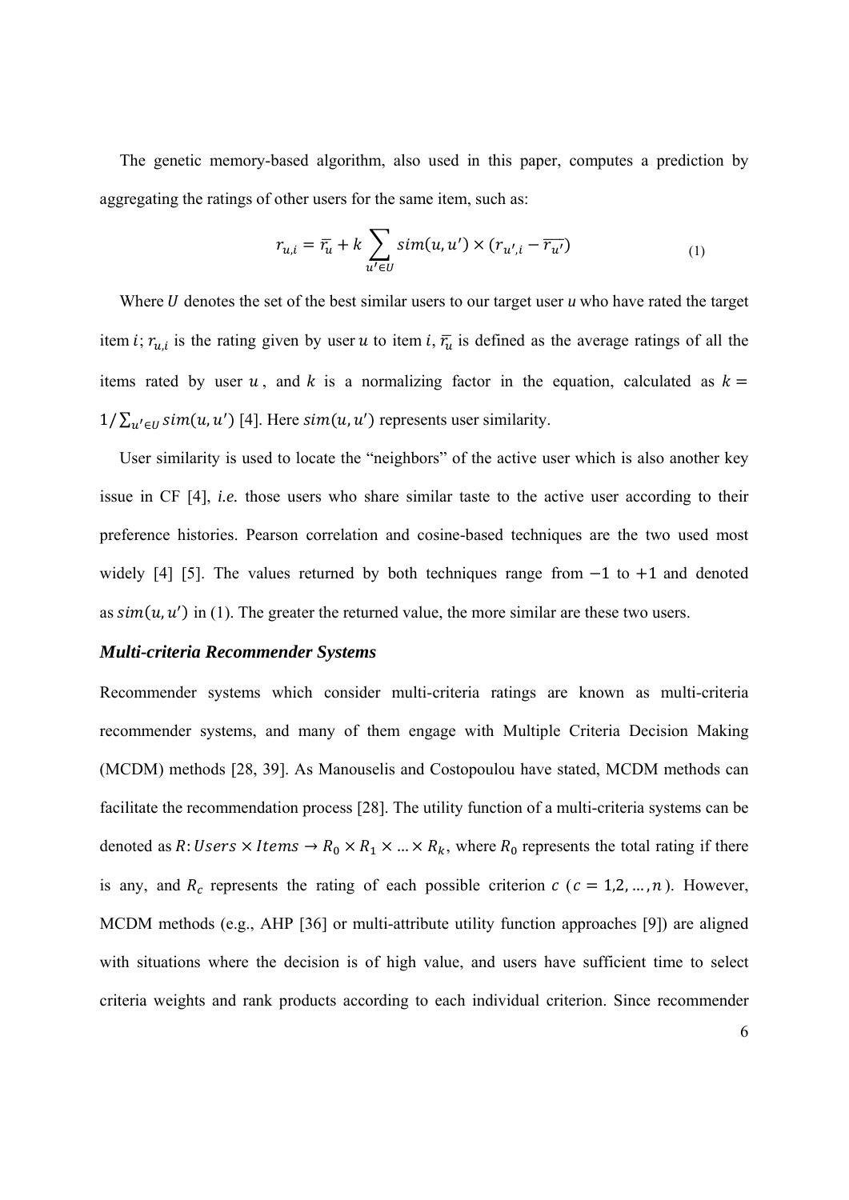The genetic memory-based algorithm, also used in this paper, computes a prediction by aggregating the ratings of other users for the same item, such as:

$$r_{u,i} = \overline{r_u} + k \sum_{u' \in U} sim(u, u') \times (r_{u',i} - \overline{r_{u'}}) \tag{1}$$

Where $U$ denotes the set of the best similar users to our target user *u* who have rated the target item $i$; $r_{u,i}$ is the rating given by user $u$ to item $i$, $\overline{r_u}$ is defined as the average ratings of all the items rated by user $u$, and $k$ is a normalizing factor in the equation, calculated as $k = 1/\sum_{u' \in U} sim(u, u')$ [4]. Here $sim(u, u')$ represents user similarity.

User similarity is used to locate the "neighbors" of the active user which is also another key issue in CF [4], *i.e.* those users who share similar taste to the active user according to their preference histories. Pearson correlation and cosine-based techniques are the two used most widely [4] [5]. The values returned by both techniques range from $-1$ to $+1$ and denoted as $sim(u, u')$ in (1). The greater the returned value, the more similar are these two users.

### *Multi-criteria Recommender Systems*

Recommender systems which consider multi-criteria ratings are known as multi-criteria recommender systems, and many of them engage with Multiple Criteria Decision Making (MCDM) methods [28, 39]. As Manouselis and Costopoulou have stated, MCDM methods can facilitate the recommendation process [28]. The utility function of a multi-criteria systems can be denoted as $R: Users \times Items \rightarrow R_0 \times R_1 \times \ldots \times R_k$, where $R_0$ represents the total rating if there is any, and $R_c$ represents the rating of each possible criterion $c$ ($c = 1, 2, \ldots, n$). However, MCDM methods (e.g., AHP [36] or multi-attribute utility function approaches [9]) are aligned with situations where the decision is of high value, and users have sufficient time to select criteria weights and rank products according to each individual criterion. Since recommender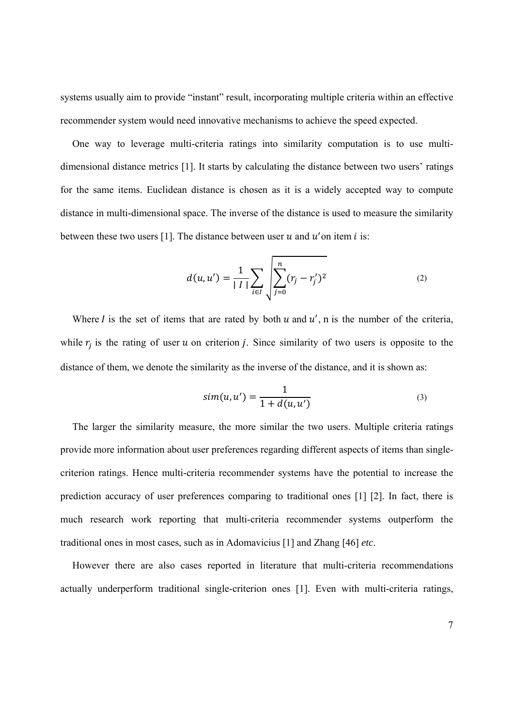systems usually aim to provide "instant" result, incorporating multiple criteria within an effective recommender system would need innovative mechanisms to achieve the speed expected.

One way to leverage multi-criteria ratings into similarity computation is to use multi-dimensional distance metrics [1]. It starts by calculating the distance between two users' ratings for the same items. Euclidean distance is chosen as it is a widely accepted way to compute distance in multi-dimensional space. The inverse of the distance is used to measure the similarity between these two users [1]. The distance between user $u$ and $u'$ on item $i$ is:

$$d(u,u') = \frac{1}{|I|}\sum_{i\in I}\sqrt{\sum_{j=0}^{n}(r_j - r_j')^2} \quad (2)$$

Where $I$ is the set of items that are rated by both $u$ and $u'$, n is the number of the criteria, while $r_j$ is the rating of user $u$ on criterion $j$. Since similarity of two users is opposite to the distance of them, we denote the similarity as the inverse of the distance, and it is shown as:

$$sim(u,u') = \frac{1}{1 + d(u,u')} \quad (3)$$

The larger the similarity measure, the more similar the two users. Multiple criteria ratings provide more information about user preferences regarding different aspects of items than single-criterion ratings. Hence multi-criteria recommender systems have the potential to increase the prediction accuracy of user preferences comparing to traditional ones [1] [2]. In fact, there is much research work reporting that multi-criteria recommender systems outperform the traditional ones in most cases, such as in Adomavicius [1] and Zhang [46] *etc*.

However there are also cases reported in literature that multi-criteria recommendations actually underperform traditional single-criterion ones [1]. Even with multi-criteria ratings,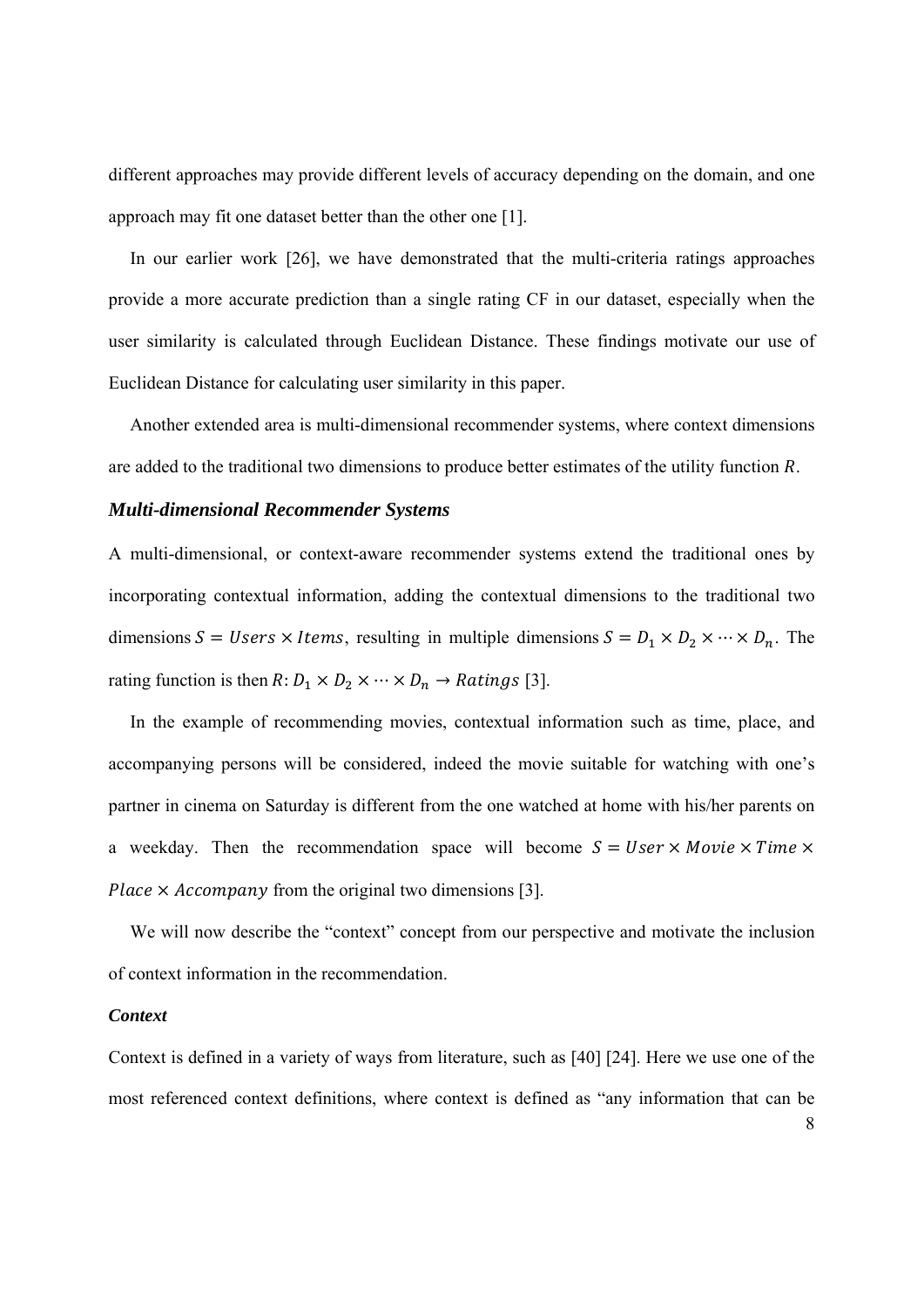different approaches may provide different levels of accuracy depending on the domain, and one approach may fit one dataset better than the other one [1].

In our earlier work [26], we have demonstrated that the multi-criteria ratings approaches provide a more accurate prediction than a single rating CF in our dataset, especially when the user similarity is calculated through Euclidean Distance. These findings motivate our use of Euclidean Distance for calculating user similarity in this paper.

Another extended area is multi-dimensional recommender systems, where context dimensions are added to the traditional two dimensions to produce better estimates of the utility function $R$.

### *Multi-dimensional Recommender Systems*

A multi-dimensional, or context-aware recommender systems extend the traditional ones by incorporating contextual information, adding the contextual dimensions to the traditional two dimensions $S = Users \times Items$, resulting in multiple dimensions $S = D_1 \times D_2 \times \cdots \times D_n$. The rating function is then $R: D_1 \times D_2 \times \cdots \times D_n \rightarrow Ratings$ [3].

In the example of recommending movies, contextual information such as time, place, and accompanying persons will be considered, indeed the movie suitable for watching with one's partner in cinema on Saturday is different from the one watched at home with his/her parents on a weekday. Then the recommendation space will become $S = User \times Movie \times Time \times Place \times Accompany$ from the original two dimensions [3].

We will now describe the "context" concept from our perspective and motivate the inclusion of context information in the recommendation.

#### *Context*

Context is defined in a variety of ways from literature, such as [40] [24]. Here we use one of the most referenced context definitions, where context is defined as "any information that can be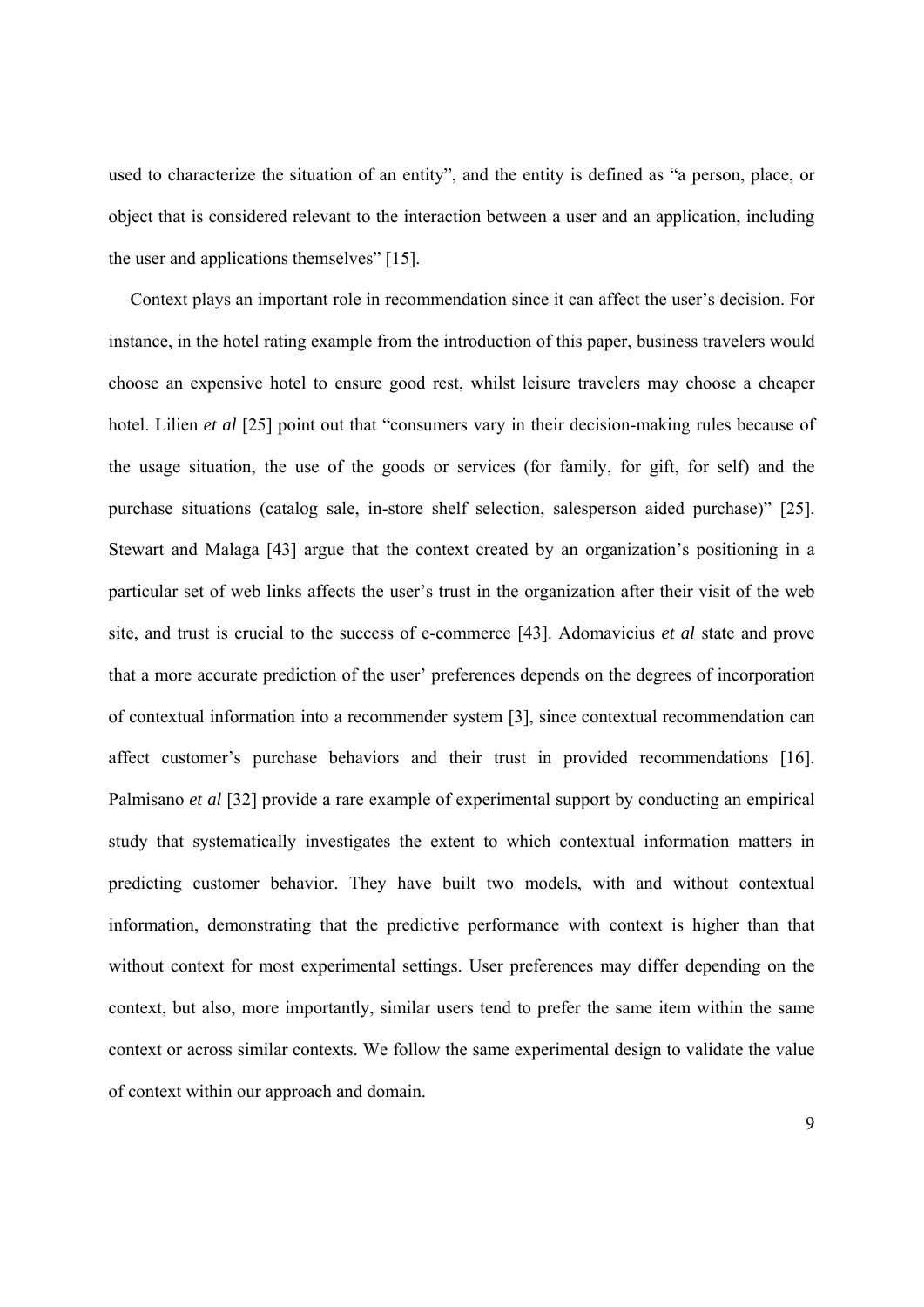used to characterize the situation of an entity", and the entity is defined as "a person, place, or object that is considered relevant to the interaction between a user and an application, including the user and applications themselves" [15].

Context plays an important role in recommendation since it can affect the user's decision. For instance, in the hotel rating example from the introduction of this paper, business travelers would choose an expensive hotel to ensure good rest, whilst leisure travelers may choose a cheaper hotel. Lilien *et al* [25] point out that "consumers vary in their decision-making rules because of the usage situation, the use of the goods or services (for family, for gift, for self) and the purchase situations (catalog sale, in-store shelf selection, salesperson aided purchase)" [25]. Stewart and Malaga [43] argue that the context created by an organization's positioning in a particular set of web links affects the user's trust in the organization after their visit of the web site, and trust is crucial to the success of e-commerce [43]. Adomavicius *et al* state and prove that a more accurate prediction of the user' preferences depends on the degrees of incorporation of contextual information into a recommender system [3], since contextual recommendation can affect customer's purchase behaviors and their trust in provided recommendations [16]. Palmisano *et al* [32] provide a rare example of experimental support by conducting an empirical study that systematically investigates the extent to which contextual information matters in predicting customer behavior. They have built two models, with and without contextual information, demonstrating that the predictive performance with context is higher than that without context for most experimental settings. User preferences may differ depending on the context, but also, more importantly, similar users tend to prefer the same item within the same context or across similar contexts. We follow the same experimental design to validate the value of context within our approach and domain.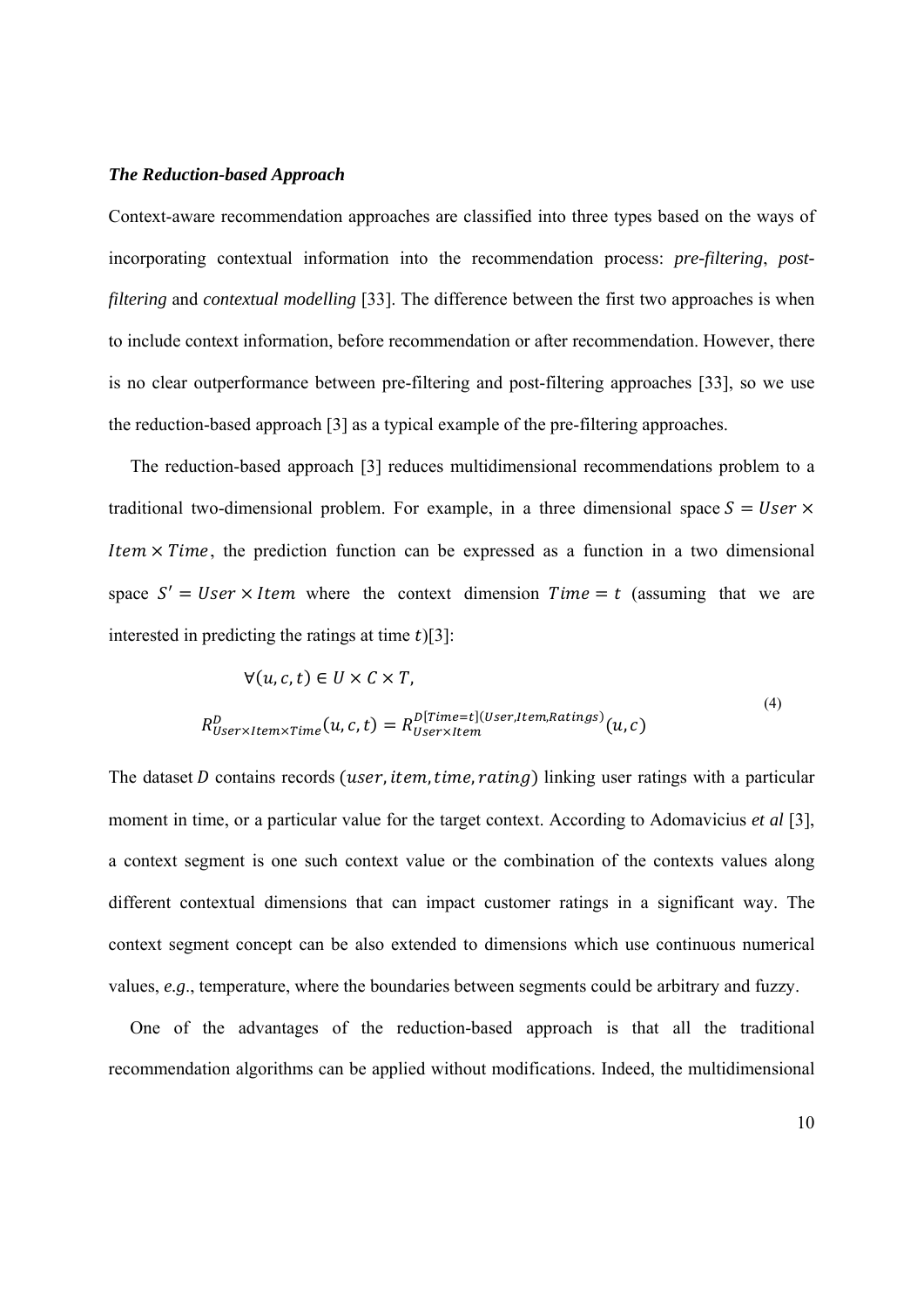### *The Reduction-based Approach*

Context-aware recommendation approaches are classified into three types based on the ways of incorporating contextual information into the recommendation process: *pre-filtering*, *post-filtering* and *contextual modelling* [33]. The difference between the first two approaches is when to include context information, before recommendation or after recommendation. However, there is no clear outperformance between pre-filtering and post-filtering approaches [33], so we use the reduction-based approach [3] as a typical example of the pre-filtering approaches.

The reduction-based approach [3] reduces multidimensional recommendations problem to a traditional two-dimensional problem. For example, in a three dimensional space $S = User \times Item \times Time$, the prediction function can be expressed as a function in a two dimensional space $S' = User \times Item$ where the context dimension $Time = t$ (assuming that we are interested in predicting the ratings at time $t$)[3]:

$$\forall (u, c, t) \in U \times C \times T,$$
$$R^{D}_{User \times Item \times Time}(u, c, t) = R^{D[Time=t](User,Item,Ratings)}_{User \times Item}(u, c) \tag{4}$$

The dataset $D$ contains records $(user, item, time, rating)$ linking user ratings with a particular moment in time, or a particular value for the target context. According to Adomavicius *et al* [3], a context segment is one such context value or the combination of the contexts values along different contextual dimensions that can impact customer ratings in a significant way. The context segment concept can be also extended to dimensions which use continuous numerical values, *e.g.*, temperature, where the boundaries between segments could be arbitrary and fuzzy.

One of the advantages of the reduction-based approach is that all the traditional recommendation algorithms can be applied without modifications. Indeed, the multidimensional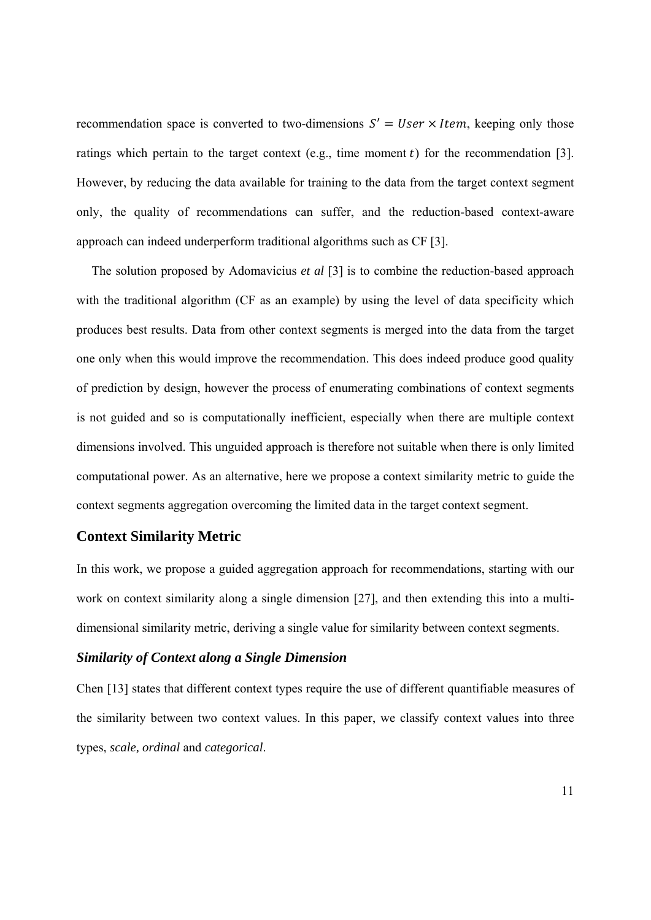recommendation space is converted to two-dimensions $S' = User \times Item$, keeping only those ratings which pertain to the target context (e.g., time moment $t$) for the recommendation [3]. However, by reducing the data available for training to the data from the target context segment only, the quality of recommendations can suffer, and the reduction-based context-aware approach can indeed underperform traditional algorithms such as CF [3].

The solution proposed by Adomavicius *et al* [3] is to combine the reduction-based approach with the traditional algorithm (CF as an example) by using the level of data specificity which produces best results. Data from other context segments is merged into the data from the target one only when this would improve the recommendation. This does indeed produce good quality of prediction by design, however the process of enumerating combinations of context segments is not guided and so is computationally inefficient, especially when there are multiple context dimensions involved. This unguided approach is therefore not suitable when there is only limited computational power. As an alternative, here we propose a context similarity metric to guide the context segments aggregation overcoming the limited data in the target context segment.

## Context Similarity Metric

In this work, we propose a guided aggregation approach for recommendations, starting with our work on context similarity along a single dimension [27], and then extending this into a multi-dimensional similarity metric, deriving a single value for similarity between context segments.

### *Similarity of Context along a Single Dimension*

Chen [13] states that different context types require the use of different quantifiable measures of the similarity between two context values. In this paper, we classify context values into three types, *scale, ordinal* and *categorical*.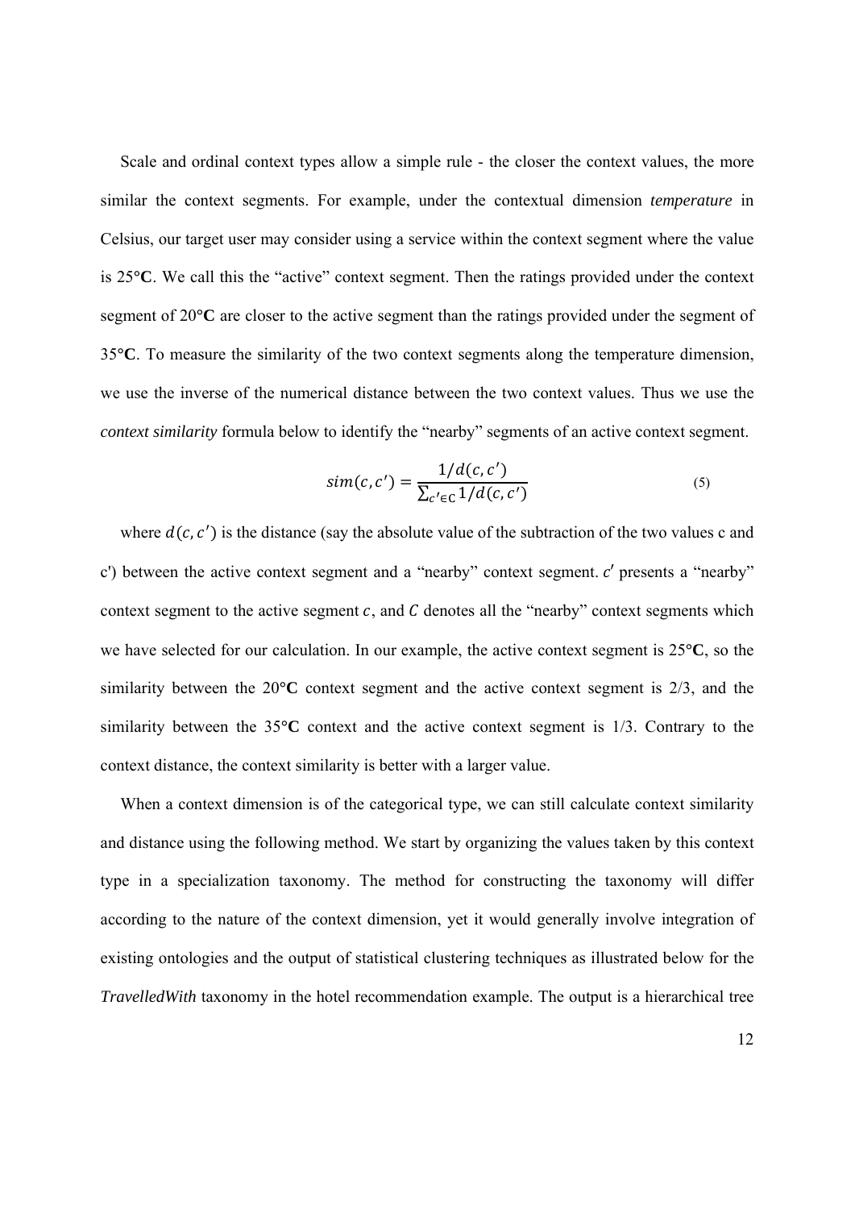Scale and ordinal context types allow a simple rule - the closer the context values, the more similar the context segments. For example, under the contextual dimension *temperature* in Celsius, our target user may consider using a service within the context segment where the value is 25°**C**. We call this the "active" context segment. Then the ratings provided under the context segment of 20°**C** are closer to the active segment than the ratings provided under the segment of 35°**C**. To measure the similarity of the two context segments along the temperature dimension, we use the inverse of the numerical distance between the two context values. Thus we use the *context similarity* formula below to identify the "nearby" segments of an active context segment.

$$sim(c, c') = \frac{1/d(c, c')}{\sum_{c' \in C} 1/d(c, c')} \tag{5}$$

where $d(c, c')$ is the distance (say the absolute value of the subtraction of the two values c and c') between the active context segment and a "nearby" context segment. $c'$ presents a "nearby" context segment to the active segment $c$, and $C$ denotes all the "nearby" context segments which we have selected for our calculation. In our example, the active context segment is 25°**C**, so the similarity between the 20°**C** context segment and the active context segment is 2/3, and the similarity between the 35°**C** context and the active context segment is 1/3. Contrary to the context distance, the context similarity is better with a larger value.

When a context dimension is of the categorical type, we can still calculate context similarity and distance using the following method. We start by organizing the values taken by this context type in a specialization taxonomy. The method for constructing the taxonomy will differ according to the nature of the context dimension, yet it would generally involve integration of existing ontologies and the output of statistical clustering techniques as illustrated below for the *TravelledWith* taxonomy in the hotel recommendation example. The output is a hierarchical tree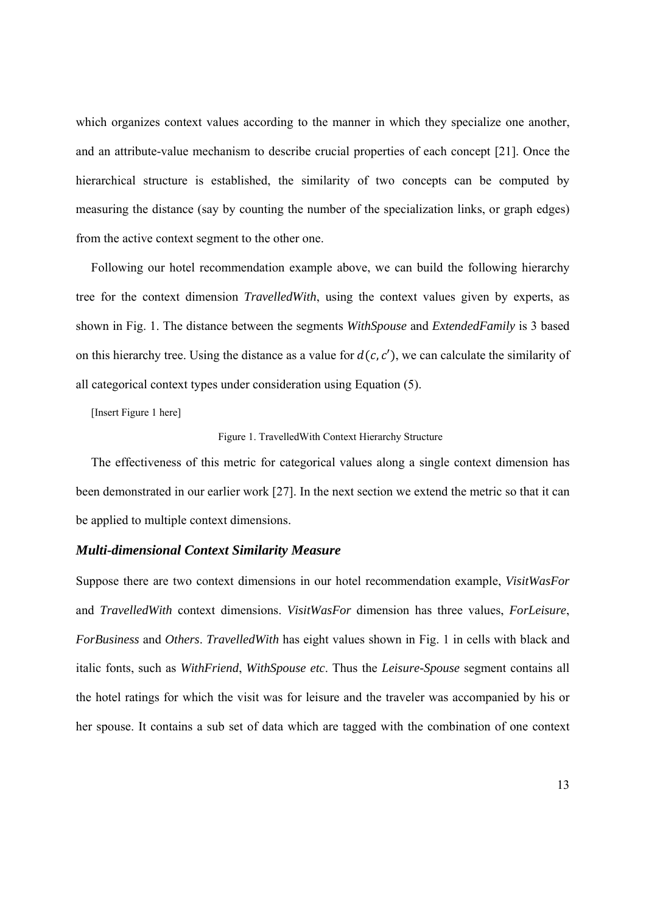which organizes context values according to the manner in which they specialize one another, and an attribute-value mechanism to describe crucial properties of each concept [21]. Once the hierarchical structure is established, the similarity of two concepts can be computed by measuring the distance (say by counting the number of the specialization links, or graph edges) from the active context segment to the other one.

Following our hotel recommendation example above, we can build the following hierarchy tree for the context dimension *TravelledWith*, using the context values given by experts, as shown in Fig. 1. The distance between the segments *WithSpouse* and *ExtendedFamily* is 3 based on this hierarchy tree. Using the distance as a value for $d(c, c')$, we can calculate the similarity of all categorical context types under consideration using Equation (5).

[Insert Figure 1 here]

Figure 1. TravelledWith Context Hierarchy Structure

The effectiveness of this metric for categorical values along a single context dimension has been demonstrated in our earlier work [27]. In the next section we extend the metric so that it can be applied to multiple context dimensions.

### *Multi-dimensional Context Similarity Measure*

Suppose there are two context dimensions in our hotel recommendation example, *VisitWasFor* and *TravelledWith* context dimensions. *VisitWasFor* dimension has three values, *ForLeisure*, *ForBusiness* and *Others*. *TravelledWith* has eight values shown in Fig. 1 in cells with black and italic fonts, such as *WithFriend*, *WithSpouse etc*. Thus the *Leisure-Spouse* segment contains all the hotel ratings for which the visit was for leisure and the traveler was accompanied by his or her spouse. It contains a sub set of data which are tagged with the combination of one context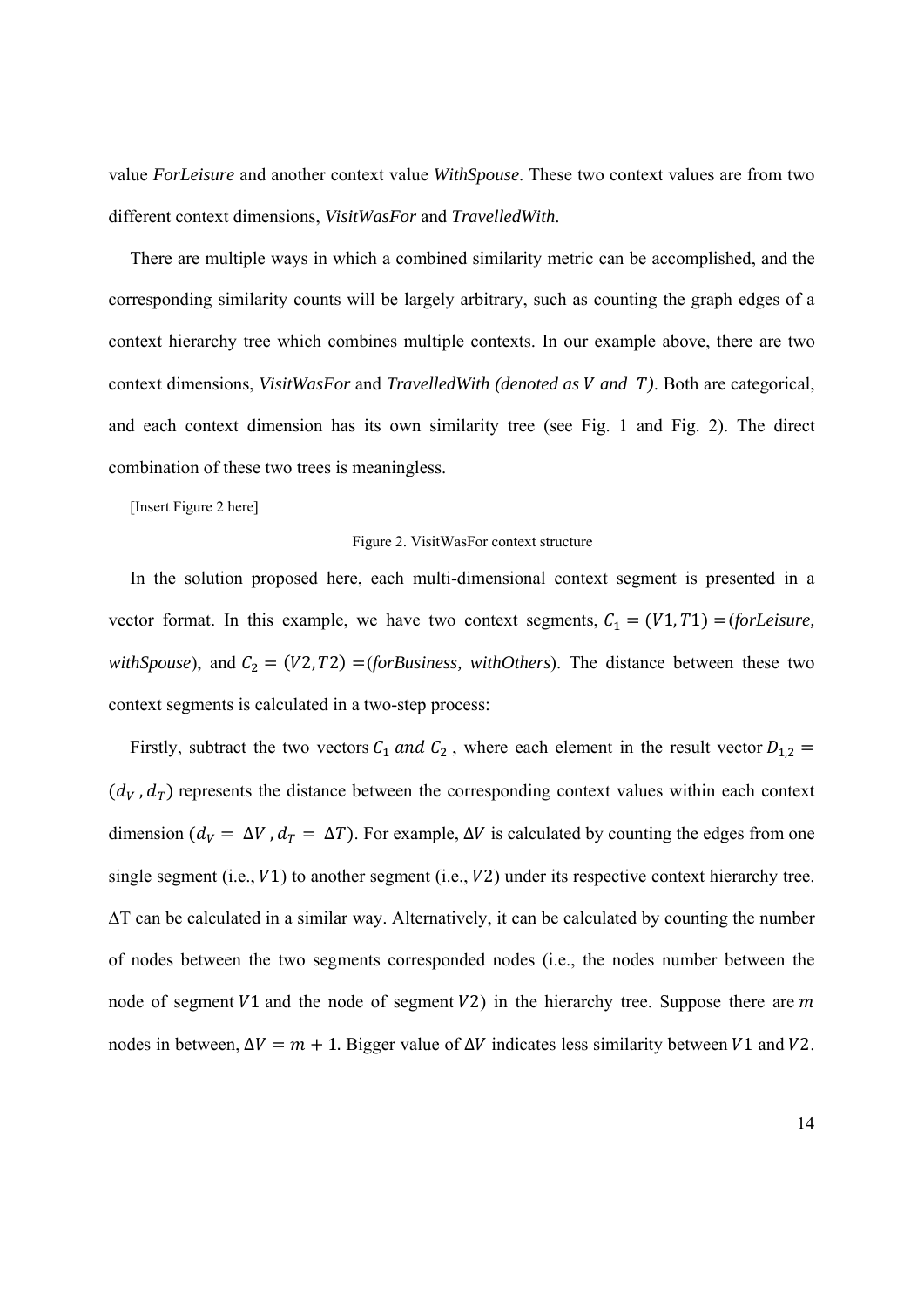value *ForLeisure* and another context value *WithSpouse*. These two context values are from two different context dimensions, *VisitWasFor* and *TravelledWith*.

There are multiple ways in which a combined similarity metric can be accomplished, and the corresponding similarity counts will be largely arbitrary, such as counting the graph edges of a context hierarchy tree which combines multiple contexts. In our example above, there are two context dimensions, *VisitWasFor* and *TravelledWith (denoted as $V$ and $T$)*. Both are categorical, and each context dimension has its own similarity tree (see Fig. 1 and Fig. 2). The direct combination of these two trees is meaningless.

[Insert Figure 2 here]

Figure 2. VisitWasFor context structure

In the solution proposed here, each multi-dimensional context segment is presented in a vector format. In this example, we have two context segments, $C_1 = (V1, T1) =$(*forLeisure, withSpouse*), and $C_2 = (V2, T2) =$(*forBusiness, withOthers*). The distance between these two context segments is calculated in a two-step process:

Firstly, subtract the two vectors $C_1$ *and* $C_2$, where each element in the result vector $D_{1,2} = (d_V, d_T)$ represents the distance between the corresponding context values within each context dimension ($d_V = \Delta V$, $d_T = \Delta T$). For example, $\Delta V$ is calculated by counting the edges from one single segment (i.e., $V1$) to another segment (i.e., $V2$) under its respective context hierarchy tree. $\Delta T$ can be calculated in a similar way. Alternatively, it can be calculated by counting the number of nodes between the two segments corresponded nodes (i.e., the nodes number between the node of segment $V1$ and the node of segment $V2$) in the hierarchy tree. Suppose there are $m$ nodes in between, $\Delta V = m + 1$. Bigger value of $\Delta V$ indicates less similarity between $V1$ and $V2$.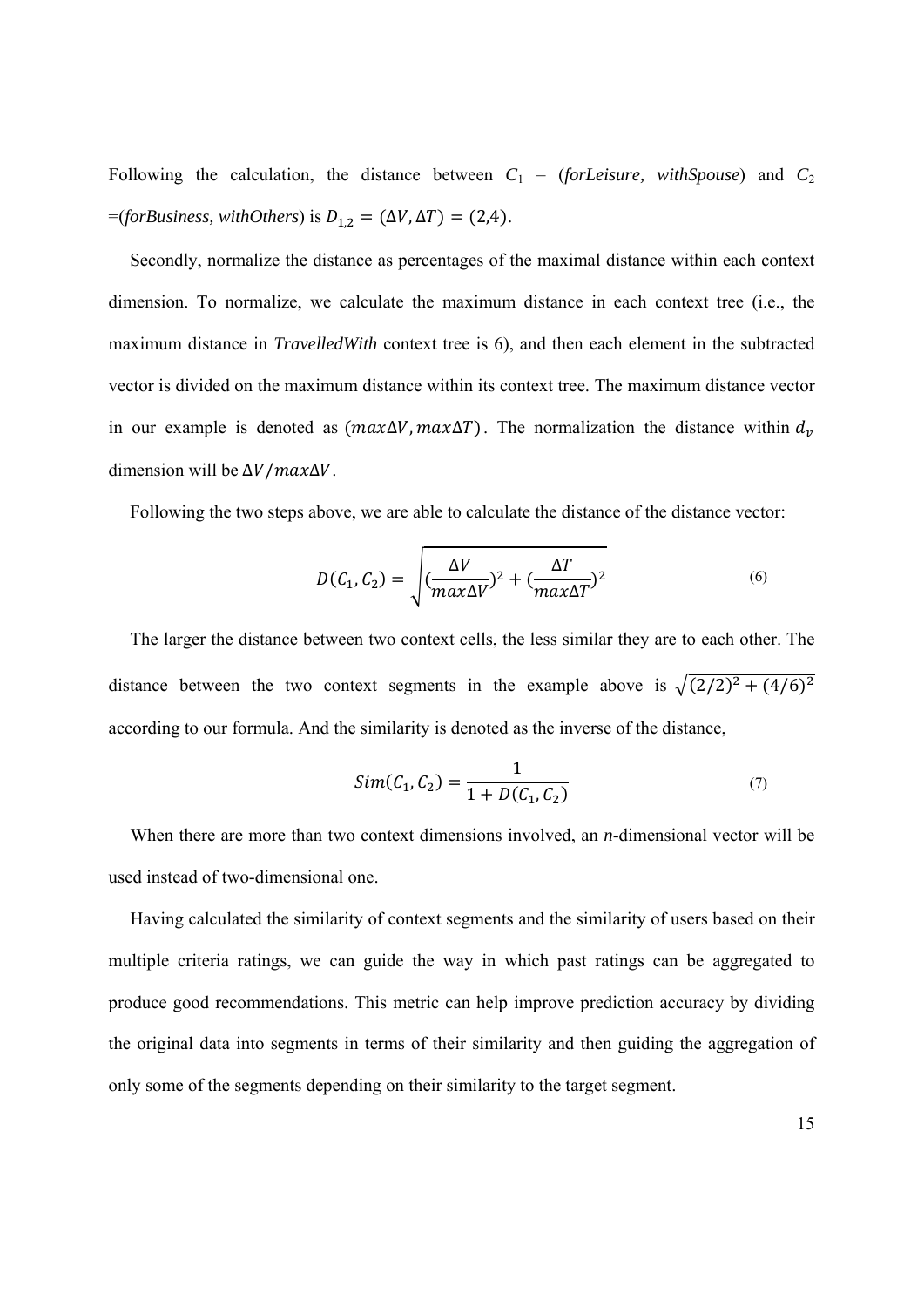Following the calculation, the distance between $C_1$ = (*forLeisure, withSpouse*) and $C_2$ =(*forBusiness, withOthers*) is $D_{1,2} = (\Delta V, \Delta T) = (2,4)$.

Secondly, normalize the distance as percentages of the maximal distance within each context dimension. To normalize, we calculate the maximum distance in each context tree (i.e., the maximum distance in *TravelledWith* context tree is 6), and then each element in the subtracted vector is divided on the maximum distance within its context tree. The maximum distance vector in our example is denoted as $(max\Delta V, max\Delta T)$. The normalization the distance within $d_v$ dimension will be $\Delta V/max\Delta V$.

Following the two steps above, we are able to calculate the distance of the distance vector:

$$D(C_1, C_2) = \sqrt{(\frac{\Delta V}{max\Delta V})^2 + (\frac{\Delta T}{max\Delta T})^2} \tag{6}$$

The larger the distance between two context cells, the less similar they are to each other. The distance between the two context segments in the example above is $\sqrt{(2/2)^2 + (4/6)^2}$ according to our formula. And the similarity is denoted as the inverse of the distance,

$$Sim(C_1, C_2) = \frac{1}{1 + D(C_1, C_2)} \tag{7}$$

When there are more than two context dimensions involved, an *n*-dimensional vector will be used instead of two-dimensional one.

Having calculated the similarity of context segments and the similarity of users based on their multiple criteria ratings, we can guide the way in which past ratings can be aggregated to produce good recommendations. This metric can help improve prediction accuracy by dividing the original data into segments in terms of their similarity and then guiding the aggregation of only some of the segments depending on their similarity to the target segment.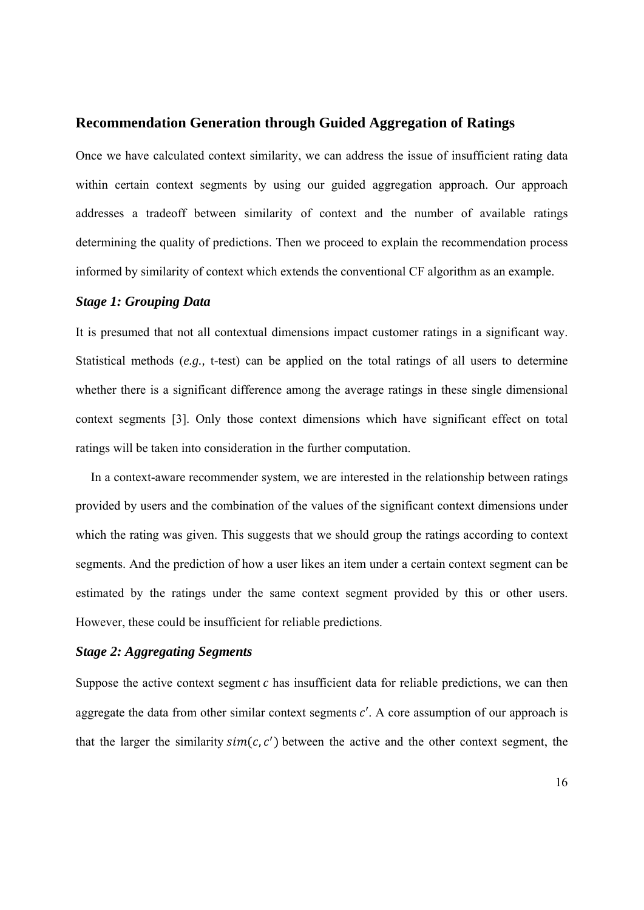## Recommendation Generation through Guided Aggregation of Ratings

Once we have calculated context similarity, we can address the issue of insufficient rating data within certain context segments by using our guided aggregation approach. Our approach addresses a tradeoff between similarity of context and the number of available ratings determining the quality of predictions. Then we proceed to explain the recommendation process informed by similarity of context which extends the conventional CF algorithm as an example.

### *Stage 1: Grouping Data*

It is presumed that not all contextual dimensions impact customer ratings in a significant way. Statistical methods (*e.g.,* t-test) can be applied on the total ratings of all users to determine whether there is a significant difference among the average ratings in these single dimensional context segments [3]. Only those context dimensions which have significant effect on total ratings will be taken into consideration in the further computation.

In a context-aware recommender system, we are interested in the relationship between ratings provided by users and the combination of the values of the significant context dimensions under which the rating was given. This suggests that we should group the ratings according to context segments. And the prediction of how a user likes an item under a certain context segment can be estimated by the ratings under the same context segment provided by this or other users. However, these could be insufficient for reliable predictions.

### *Stage 2: Aggregating Segments*

Suppose the active context segment $c$ has insufficient data for reliable predictions, we can then aggregate the data from other similar context segments $c'$. A core assumption of our approach is that the larger the similarity $sim(c, c')$ between the active and the other context segment, the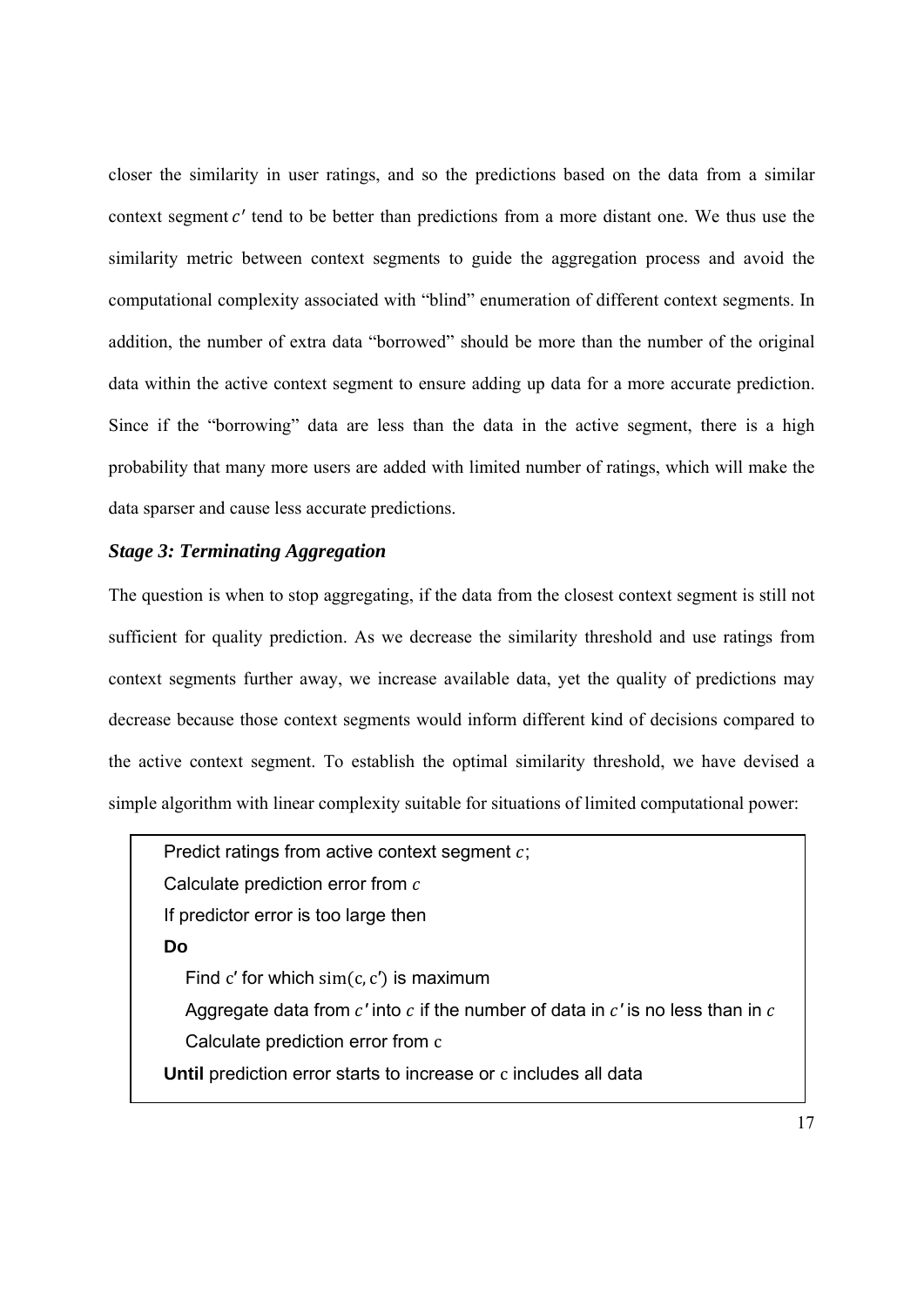closer the similarity in user ratings, and so the predictions based on the data from a similar context segment $c'$ tend to be better than predictions from a more distant one. We thus use the similarity metric between context segments to guide the aggregation process and avoid the computational complexity associated with "blind" enumeration of different context segments. In addition, the number of extra data "borrowed" should be more than the number of the original data within the active context segment to ensure adding up data for a more accurate prediction. Since if the "borrowing" data are less than the data in the active segment, there is a high probability that many more users are added with limited number of ratings, which will make the data sparser and cause less accurate predictions.

### *Stage 3: Terminating Aggregation*

The question is when to stop aggregating, if the data from the closest context segment is still not sufficient for quality prediction. As we decrease the similarity threshold and use ratings from context segments further away, we increase available data, yet the quality of predictions may decrease because those context segments would inform different kind of decisions compared to the active context segment. To establish the optimal similarity threshold, we have devised a simple algorithm with linear complexity suitable for situations of limited computational power:

> Predict ratings from active context segment $c$;
> Calculate prediction error from $c$
> If predictor error is too large then
> **Do**
> &nbsp;&nbsp;&nbsp;&nbsp;Find $c'$ for which $\mathrm{sim}(c, c')$ is maximum
> &nbsp;&nbsp;&nbsp;&nbsp;Aggregate data from $c'$ into $c$ if the number of data in $c'$ is no less than in $c$
> &nbsp;&nbsp;&nbsp;&nbsp;Calculate prediction error from $c$
> **Until** prediction error starts to increase or $c$ includes all data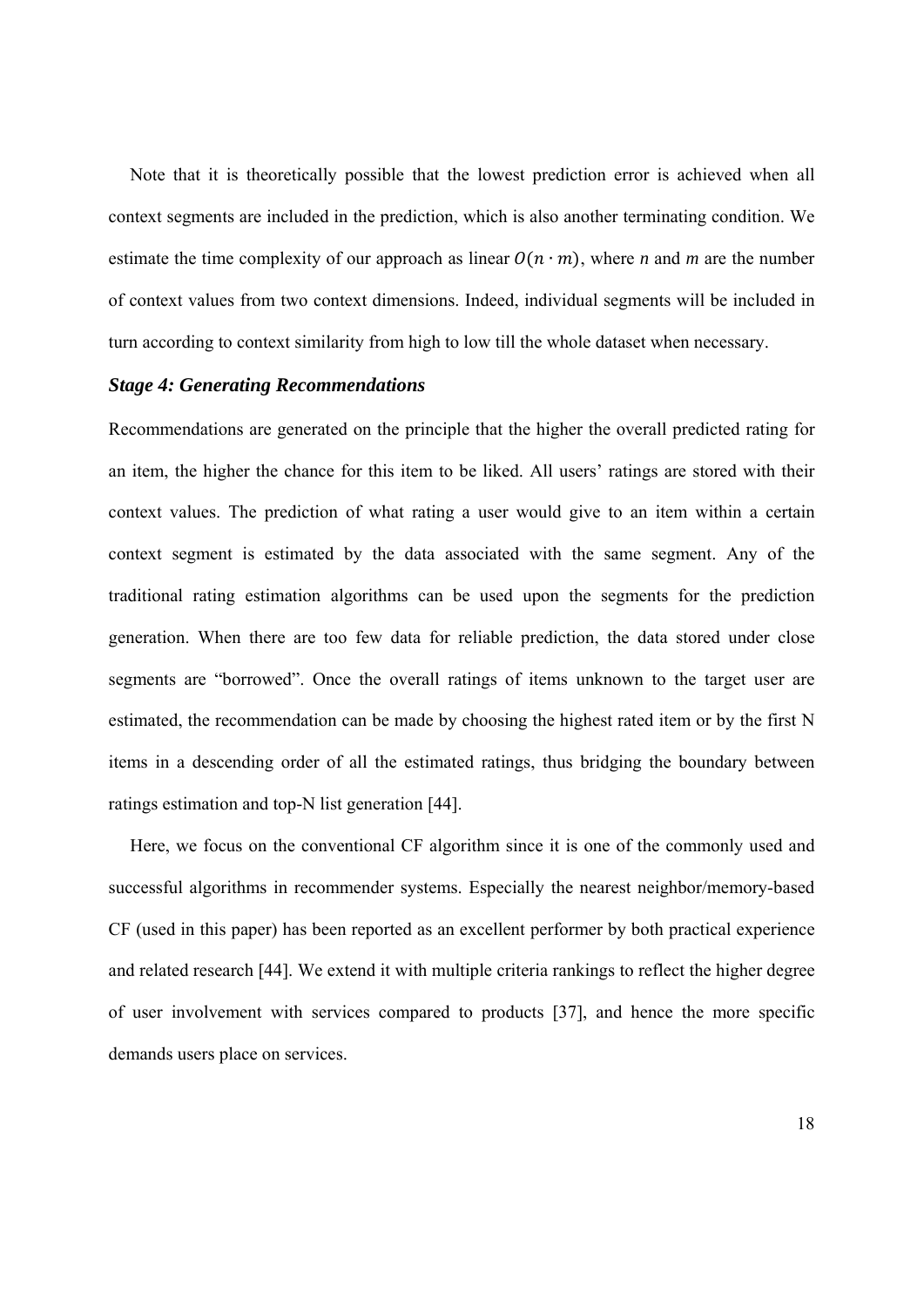Note that it is theoretically possible that the lowest prediction error is achieved when all context segments are included in the prediction, which is also another terminating condition. We estimate the time complexity of our approach as linear $O(n \cdot m)$, where *n* and *m* are the number of context values from two context dimensions. Indeed, individual segments will be included in turn according to context similarity from high to low till the whole dataset when necessary.

### *Stage 4: Generating Recommendations*

Recommendations are generated on the principle that the higher the overall predicted rating for an item, the higher the chance for this item to be liked. All users' ratings are stored with their context values. The prediction of what rating a user would give to an item within a certain context segment is estimated by the data associated with the same segment. Any of the traditional rating estimation algorithms can be used upon the segments for the prediction generation. When there are too few data for reliable prediction, the data stored under close segments are "borrowed". Once the overall ratings of items unknown to the target user are estimated, the recommendation can be made by choosing the highest rated item or by the first N items in a descending order of all the estimated ratings, thus bridging the boundary between ratings estimation and top-N list generation [44].

Here, we focus on the conventional CF algorithm since it is one of the commonly used and successful algorithms in recommender systems. Especially the nearest neighbor/memory-based CF (used in this paper) has been reported as an excellent performer by both practical experience and related research [44]. We extend it with multiple criteria rankings to reflect the higher degree of user involvement with services compared to products [37], and hence the more specific demands users place on services.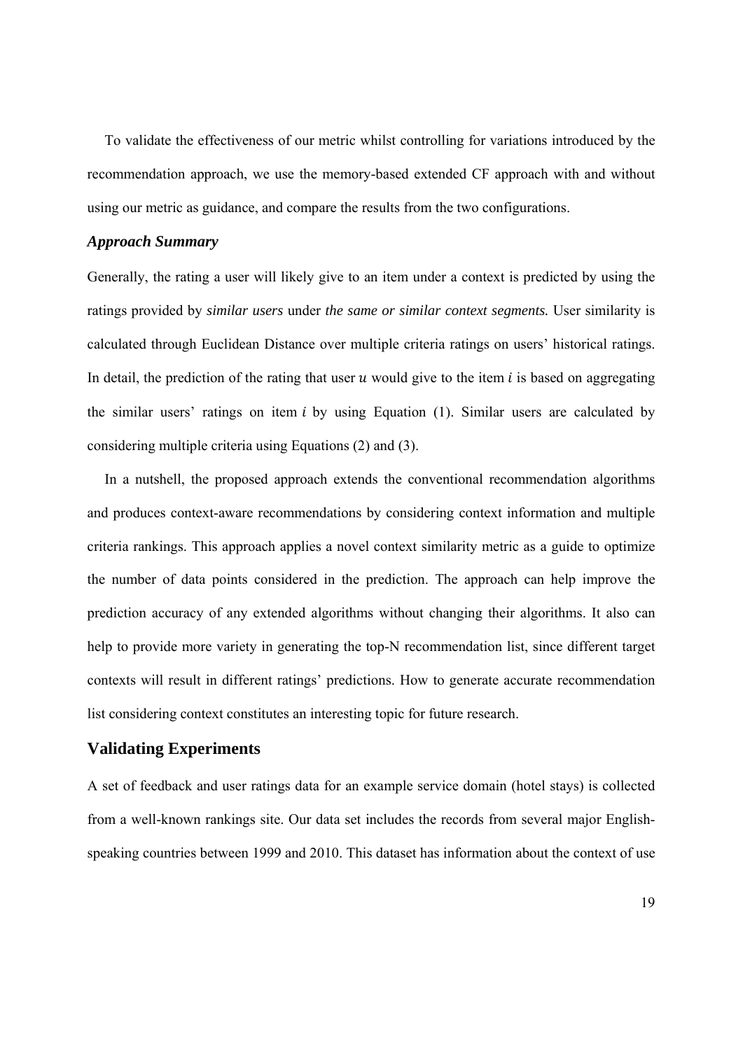To validate the effectiveness of our metric whilst controlling for variations introduced by the recommendation approach, we use the memory-based extended CF approach with and without using our metric as guidance, and compare the results from the two configurations.

### *Approach Summary*

Generally, the rating a user will likely give to an item under a context is predicted by using the ratings provided by *similar users* under *the same or similar context segments.* User similarity is calculated through Euclidean Distance over multiple criteria ratings on users' historical ratings. In detail, the prediction of the rating that user $u$ would give to the item $i$ is based on aggregating the similar users' ratings on item $i$ by using Equation (1). Similar users are calculated by considering multiple criteria using Equations (2) and (3).

In a nutshell, the proposed approach extends the conventional recommendation algorithms and produces context-aware recommendations by considering context information and multiple criteria rankings. This approach applies a novel context similarity metric as a guide to optimize the number of data points considered in the prediction. The approach can help improve the prediction accuracy of any extended algorithms without changing their algorithms. It also can help to provide more variety in generating the top-N recommendation list, since different target contexts will result in different ratings' predictions. How to generate accurate recommendation list considering context constitutes an interesting topic for future research.

## Validating Experiments

A set of feedback and user ratings data for an example service domain (hotel stays) is collected from a well-known rankings site. Our data set includes the records from several major English-speaking countries between 1999 and 2010. This dataset has information about the context of use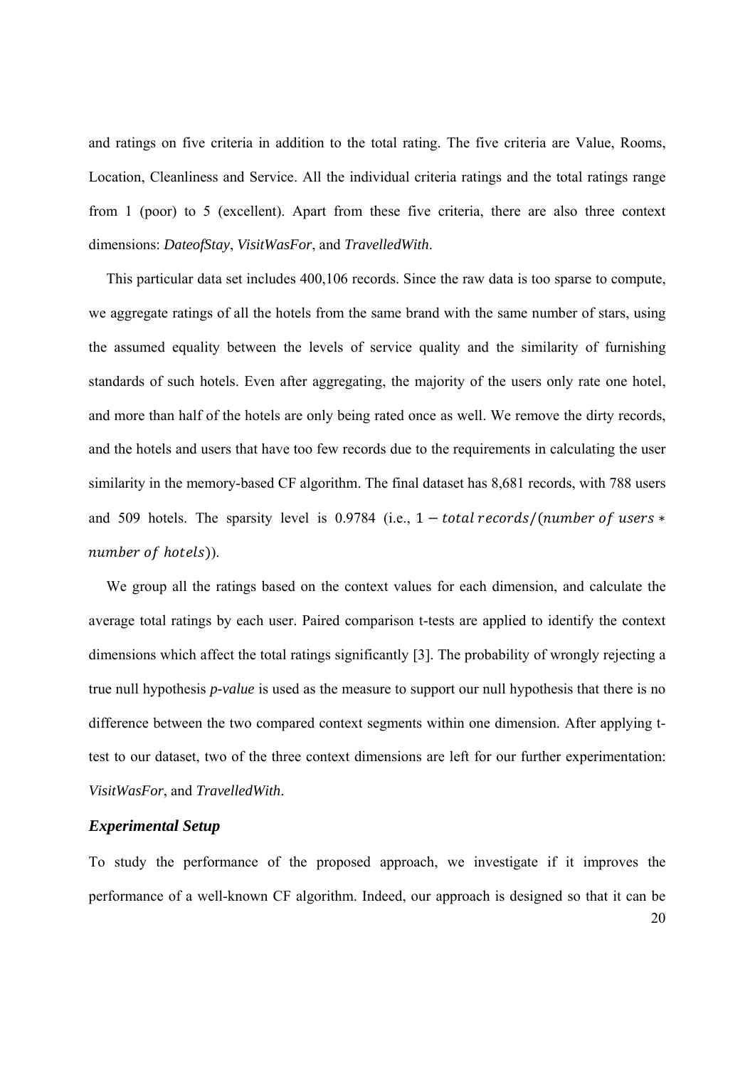and ratings on five criteria in addition to the total rating. The five criteria are Value, Rooms, Location, Cleanliness and Service. All the individual criteria ratings and the total ratings range from 1 (poor) to 5 (excellent). Apart from these five criteria, there are also three context dimensions: *DateofStay*, *VisitWasFor*, and *TravelledWith*.

This particular data set includes 400,106 records. Since the raw data is too sparse to compute, we aggregate ratings of all the hotels from the same brand with the same number of stars, using the assumed equality between the levels of service quality and the similarity of furnishing standards of such hotels. Even after aggregating, the majority of the users only rate one hotel, and more than half of the hotels are only being rated once as well. We remove the dirty records, and the hotels and users that have too few records due to the requirements in calculating the user similarity in the memory-based CF algorithm. The final dataset has 8,681 records, with 788 users and 509 hotels. The sparsity level is 0.9784 (i.e., $1 - total\,records/(number\ of\ users * number\ of\ hotels)$).

We group all the ratings based on the context values for each dimension, and calculate the average total ratings by each user. Paired comparison t-tests are applied to identify the context dimensions which affect the total ratings significantly [3]. The probability of wrongly rejecting a true null hypothesis *p-value* is used as the measure to support our null hypothesis that there is no difference between the two compared context segments within one dimension. After applying t-test to our dataset, two of the three context dimensions are left for our further experimentation: *VisitWasFor*, and *TravelledWith*.

### *Experimental Setup*

To study the performance of the proposed approach, we investigate if it improves the performance of a well-known CF algorithm. Indeed, our approach is designed so that it can be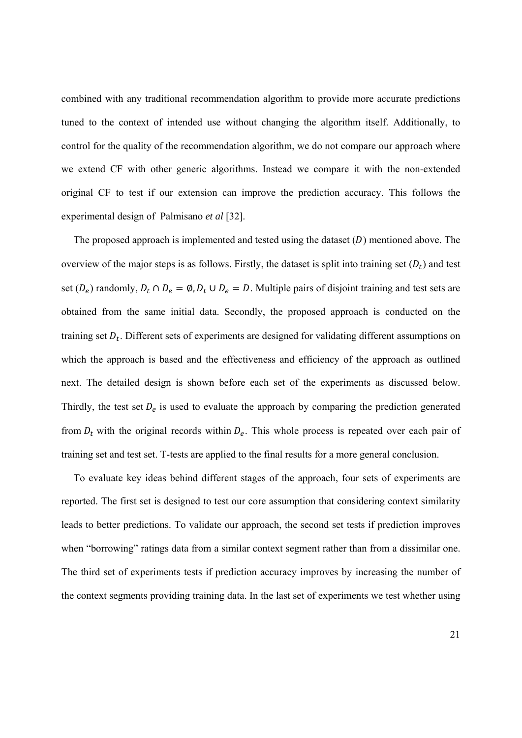combined with any traditional recommendation algorithm to provide more accurate predictions tuned to the context of intended use without changing the algorithm itself. Additionally, to control for the quality of the recommendation algorithm, we do not compare our approach where we extend CF with other generic algorithms. Instead we compare it with the non-extended original CF to test if our extension can improve the prediction accuracy. This follows the experimental design of Palmisano *et al* [32].

The proposed approach is implemented and tested using the dataset ($D$) mentioned above. The overview of the major steps is as follows. Firstly, the dataset is split into training set ($D_t$) and test set ($D_e$) randomly, $D_t \cap D_e = \emptyset, D_t \cup D_e = D$. Multiple pairs of disjoint training and test sets are obtained from the same initial data. Secondly, the proposed approach is conducted on the training set $D_t$. Different sets of experiments are designed for validating different assumptions on which the approach is based and the effectiveness and efficiency of the approach as outlined next. The detailed design is shown before each set of the experiments as discussed below. Thirdly, the test set $D_e$ is used to evaluate the approach by comparing the prediction generated from $D_t$ with the original records within $D_e$. This whole process is repeated over each pair of training set and test set. T-tests are applied to the final results for a more general conclusion.

To evaluate key ideas behind different stages of the approach, four sets of experiments are reported. The first set is designed to test our core assumption that considering context similarity leads to better predictions. To validate our approach, the second set tests if prediction improves when "borrowing" ratings data from a similar context segment rather than from a dissimilar one. The third set of experiments tests if prediction accuracy improves by increasing the number of the context segments providing training data. In the last set of experiments we test whether using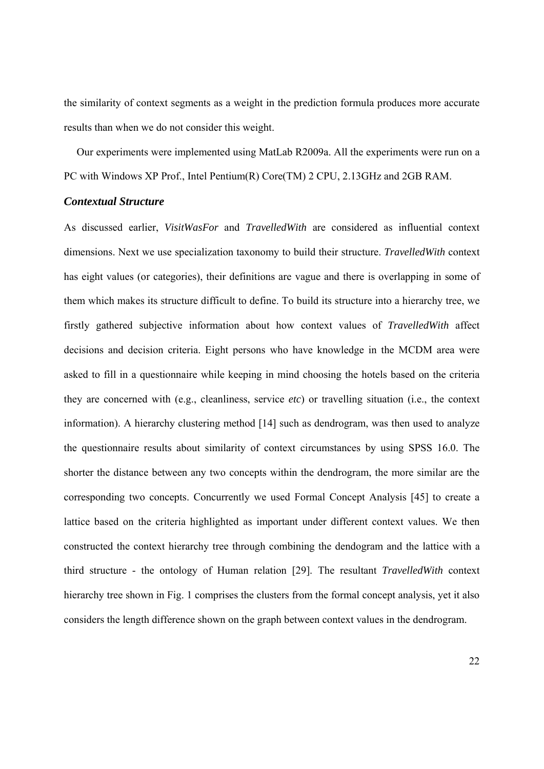the similarity of context segments as a weight in the prediction formula produces more accurate results than when we do not consider this weight.

Our experiments were implemented using MatLab R2009a. All the experiments were run on a PC with Windows XP Prof., Intel Pentium(R) Core(TM) 2 CPU, 2.13GHz and 2GB RAM.

### *Contextual Structure*

As discussed earlier, *VisitWasFor* and *TravelledWith* are considered as influential context dimensions. Next we use specialization taxonomy to build their structure. *TravelledWith* context has eight values (or categories), their definitions are vague and there is overlapping in some of them which makes its structure difficult to define. To build its structure into a hierarchy tree, we firstly gathered subjective information about how context values of *TravelledWith* affect decisions and decision criteria. Eight persons who have knowledge in the MCDM area were asked to fill in a questionnaire while keeping in mind choosing the hotels based on the criteria they are concerned with (e.g., cleanliness, service *etc*) or travelling situation (i.e., the context information). A hierarchy clustering method [14] such as dendrogram, was then used to analyze the questionnaire results about similarity of context circumstances by using SPSS 16.0. The shorter the distance between any two concepts within the dendrogram, the more similar are the corresponding two concepts. Concurrently we used Formal Concept Analysis [45] to create a lattice based on the criteria highlighted as important under different context values. We then constructed the context hierarchy tree through combining the dendogram and the lattice with a third structure - the ontology of Human relation [29]. The resultant *TravelledWith* context hierarchy tree shown in Fig. 1 comprises the clusters from the formal concept analysis, yet it also considers the length difference shown on the graph between context values in the dendrogram.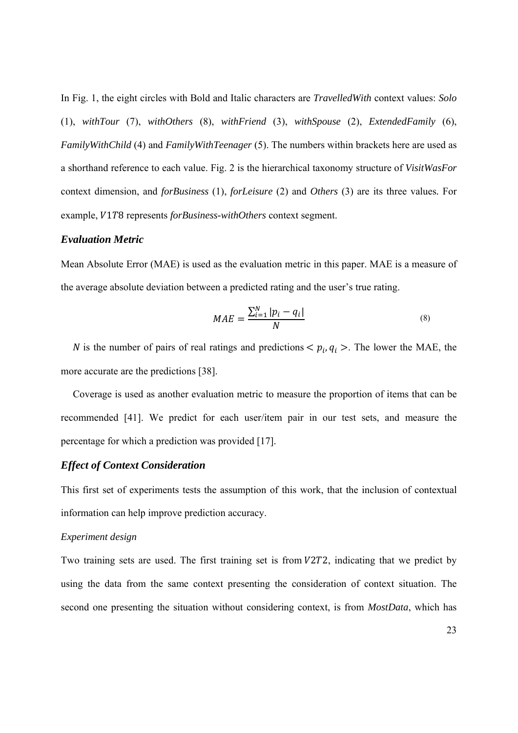In Fig. 1, the eight circles with Bold and Italic characters are *TravelledWith* context values: *Solo* (1), *withTour* (7), *withOthers* (8), *withFriend* (3), *withSpouse* (2), *ExtendedFamily* (6), *FamilyWithChild* (4) and *FamilyWithTeenager* (5). The numbers within brackets here are used as a shorthand reference to each value. Fig. 2 is the hierarchical taxonomy structure of *VisitWasFor* context dimension, and *forBusiness* (1), *forLeisure* (2) and *Others* (3) are its three values. For example, $V1T8$ represents *forBusiness-withOthers* context segment.

### *Evaluation Metric*

Mean Absolute Error (MAE) is used as the evaluation metric in this paper. MAE is a measure of the average absolute deviation between a predicted rating and the user's true rating.

$$MAE = \frac{\sum_{i=1}^{N} |p_i - q_i|}{N} \tag{8}$$

$N$ is the number of pairs of real ratings and predictions $< p_i, q_i >$. The lower the MAE, the more accurate are the predictions [38].

Coverage is used as another evaluation metric to measure the proportion of items that can be recommended [41]. We predict for each user/item pair in our test sets, and measure the percentage for which a prediction was provided [17].

### *Effect of Context Consideration*

This first set of experiments tests the assumption of this work, that the inclusion of contextual information can help improve prediction accuracy.

*Experiment design*

Two training sets are used. The first training set is from $V2T2$, indicating that we predict by using the data from the same context presenting the consideration of context situation. The second one presenting the situation without considering context, is from *MostData*, which has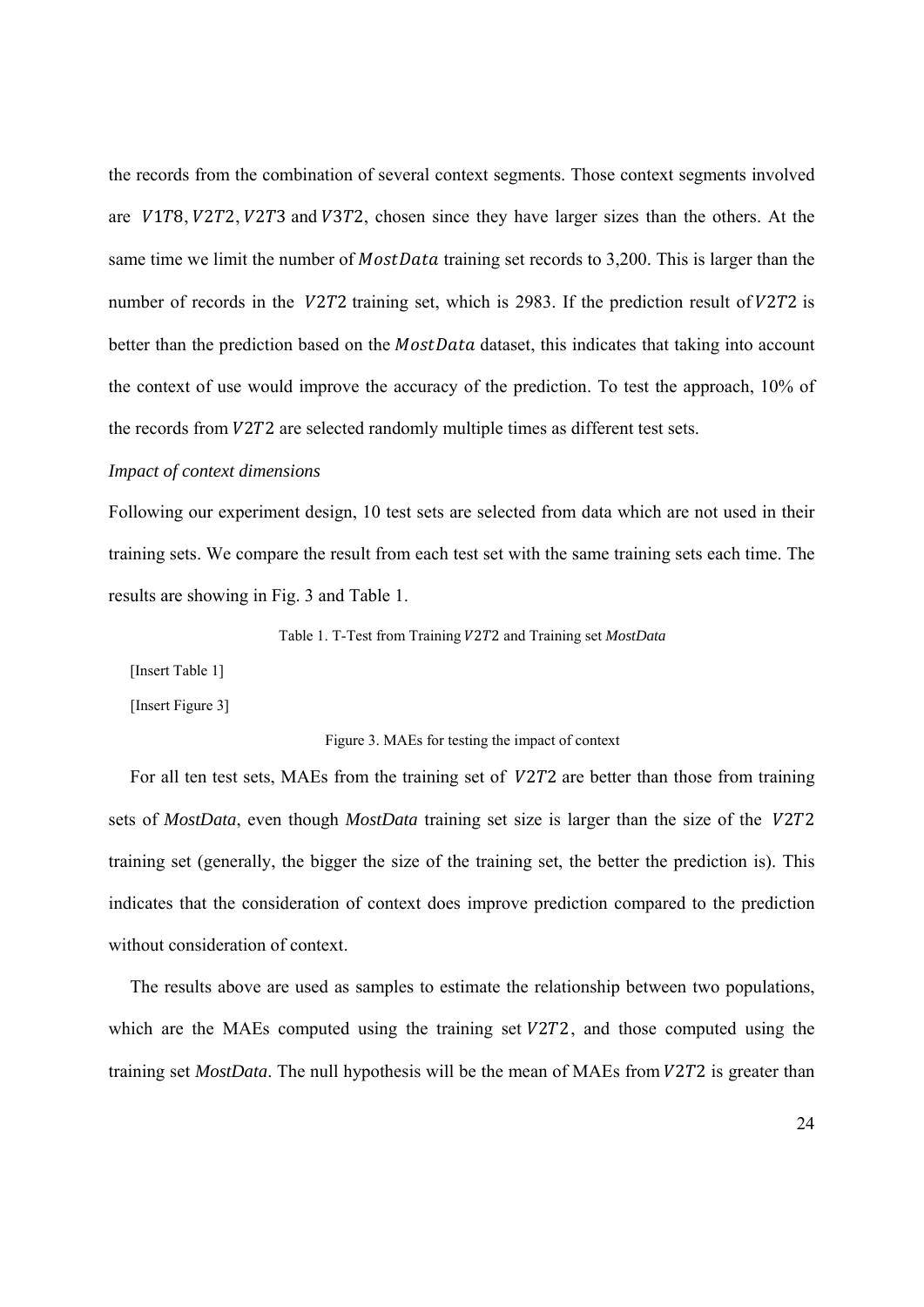the records from the combination of several context segments. Those context segments involved are $V1T8$, $V2T2$, $V2T3$ and $V3T2$, chosen since they have larger sizes than the others. At the same time we limit the number of $MostData$ training set records to 3,200. This is larger than the number of records in the $V2T2$ training set, which is 2983. If the prediction result of $V2T2$ is better than the prediction based on the $MostData$ dataset, this indicates that taking into account the context of use would improve the accuracy of the prediction. To test the approach, 10% of the records from $V2T2$ are selected randomly multiple times as different test sets.

*Impact of context dimensions*

Following our experiment design, 10 test sets are selected from data which are not used in their training sets. We compare the result from each test set with the same training sets each time. The results are showing in Fig. 3 and Table 1.

Table 1. T-Test from Training $V2T2$ and Training set *MostData*

[Insert Table 1]

[Insert Figure 3]

Figure 3. MAEs for testing the impact of context

For all ten test sets, MAEs from the training set of $V2T2$ are better than those from training sets of *MostData*, even though *MostData* training set size is larger than the size of the $V2T2$ training set (generally, the bigger the size of the training set, the better the prediction is). This indicates that the consideration of context does improve prediction compared to the prediction without consideration of context.

The results above are used as samples to estimate the relationship between two populations, which are the MAEs computed using the training set $V2T2$, and those computed using the training set *MostData*. The null hypothesis will be the mean of MAEs from $V2T2$ is greater than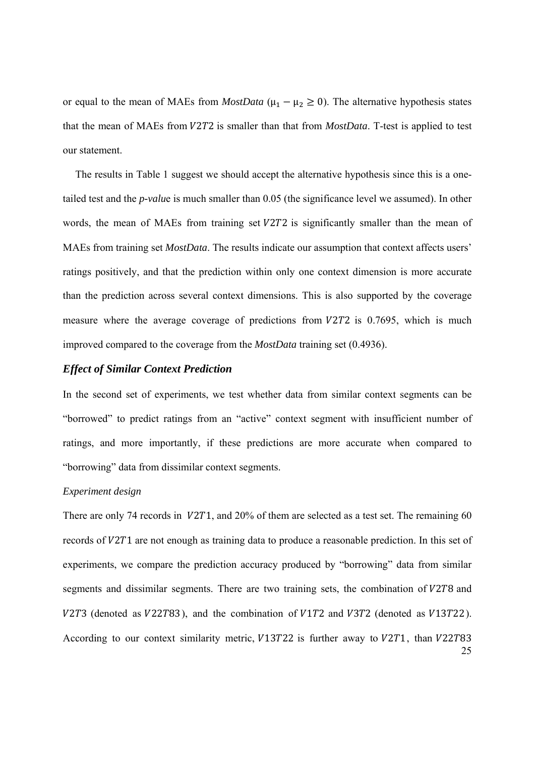or equal to the mean of MAEs from *MostData* ($\mu_1 - \mu_2 \geq 0$). The alternative hypothesis states that the mean of MAEs from $V2T2$ is smaller than that from *MostData*. T-test is applied to test our statement.

The results in Table 1 suggest we should accept the alternative hypothesis since this is a one-tailed test and the *p-value* is much smaller than 0.05 (the significance level we assumed). In other words, the mean of MAEs from training set $V2T2$ is significantly smaller than the mean of MAEs from training set *MostData*. The results indicate our assumption that context affects users' ratings positively, and that the prediction within only one context dimension is more accurate than the prediction across several context dimensions. This is also supported by the coverage measure where the average coverage of predictions from $V2T2$ is 0.7695, which is much improved compared to the coverage from the *MostData* training set (0.4936).

### *Effect of Similar Context Prediction*

In the second set of experiments, we test whether data from similar context segments can be "borrowed" to predict ratings from an "active" context segment with insufficient number of ratings, and more importantly, if these predictions are more accurate when compared to "borrowing" data from dissimilar context segments.

*Experiment design*

There are only 74 records in $V2T1$, and 20% of them are selected as a test set. The remaining 60 records of $V2T1$ are not enough as training data to produce a reasonable prediction. In this set of experiments, we compare the prediction accuracy produced by "borrowing" data from similar segments and dissimilar segments. There are two training sets, the combination of $V2T8$ and $V2T3$ (denoted as $V22T83$), and the combination of $V1T2$ and $V3T2$ (denoted as $V13T22$). According to our context similarity metric, $V13T22$ is further away to $V2T1$, than $V22T83$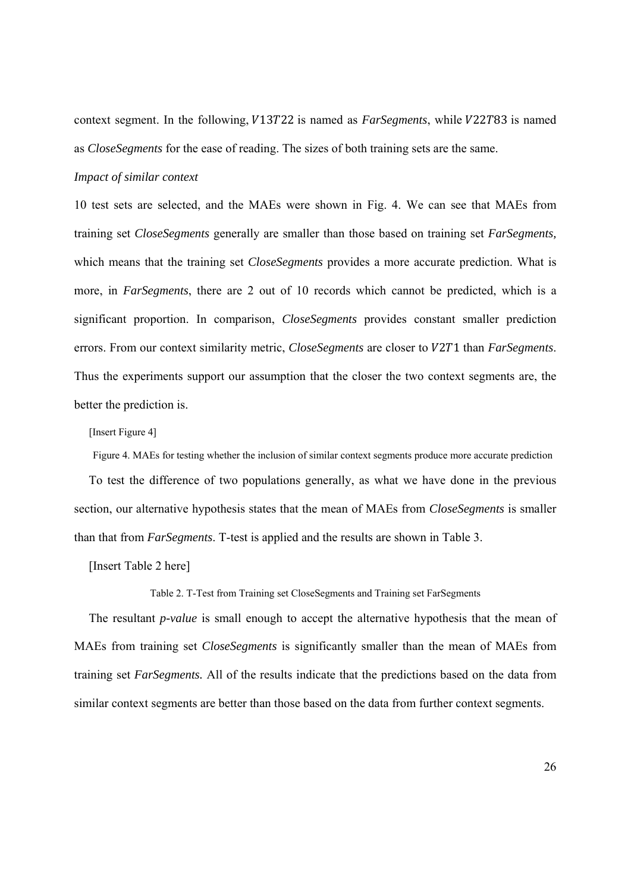context segment. In the following, $V13T22$ is named as *FarSegments*, while $V22T83$ is named as *CloseSegments* for the ease of reading. The sizes of both training sets are the same.

*Impact of similar context*

10 test sets are selected, and the MAEs were shown in Fig. 4. We can see that MAEs from training set *CloseSegments* generally are smaller than those based on training set *FarSegments,* which means that the training set *CloseSegments* provides a more accurate prediction. What is more, in *FarSegments*, there are 2 out of 10 records which cannot be predicted, which is a significant proportion. In comparison, *CloseSegments* provides constant smaller prediction errors. From our context similarity metric, *CloseSegments* are closer to $V2T1$ than *FarSegments*. Thus the experiments support our assumption that the closer the two context segments are, the better the prediction is.

[Insert Figure 4]

Figure 4. MAEs for testing whether the inclusion of similar context segments produce more accurate prediction

To test the difference of two populations generally, as what we have done in the previous section, our alternative hypothesis states that the mean of MAEs from *CloseSegments* is smaller than that from *FarSegments*. T-test is applied and the results are shown in Table 3.

[Insert Table 2 here]

Table 2. T-Test from Training set CloseSegments and Training set FarSegments

The resultant *p-value* is small enough to accept the alternative hypothesis that the mean of MAEs from training set *CloseSegments* is significantly smaller than the mean of MAEs from training set *FarSegments.* All of the results indicate that the predictions based on the data from similar context segments are better than those based on the data from further context segments.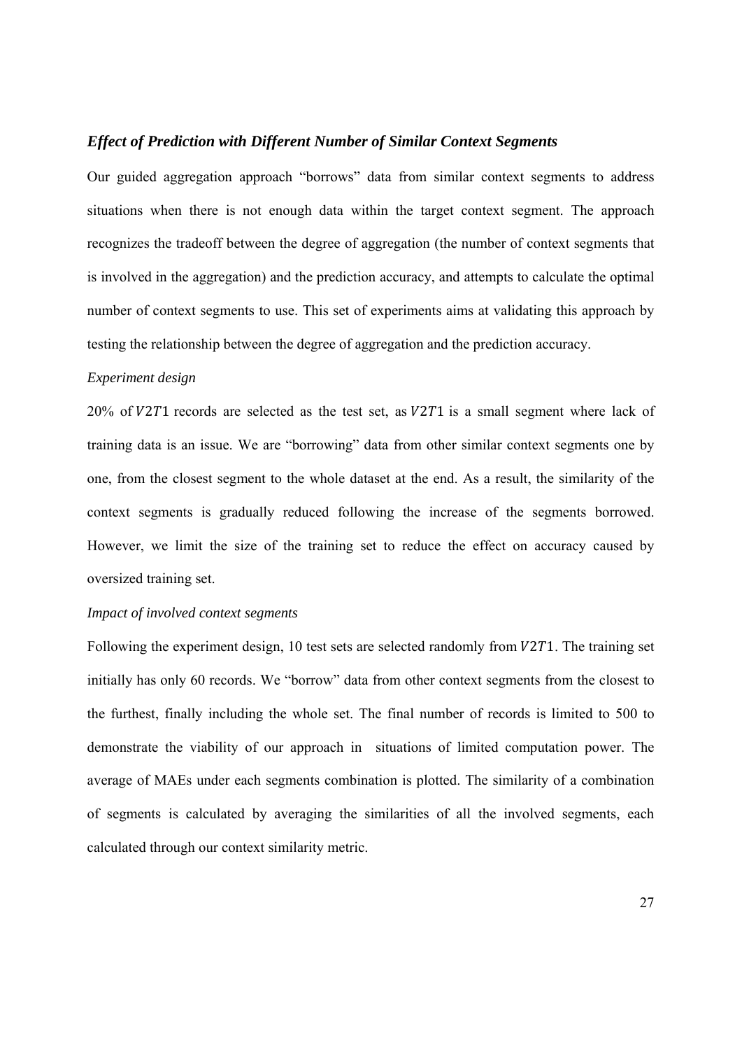### *Effect of Prediction with Different Number of Similar Context Segments*

Our guided aggregation approach "borrows" data from similar context segments to address situations when there is not enough data within the target context segment. The approach recognizes the tradeoff between the degree of aggregation (the number of context segments that is involved in the aggregation) and the prediction accuracy, and attempts to calculate the optimal number of context segments to use. This set of experiments aims at validating this approach by testing the relationship between the degree of aggregation and the prediction accuracy.

*Experiment design*

20% of $V2T1$ records are selected as the test set, as $V2T1$ is a small segment where lack of training data is an issue. We are "borrowing" data from other similar context segments one by one, from the closest segment to the whole dataset at the end. As a result, the similarity of the context segments is gradually reduced following the increase of the segments borrowed. However, we limit the size of the training set to reduce the effect on accuracy caused by oversized training set.

*Impact of involved context segments*

Following the experiment design, 10 test sets are selected randomly from $V2T1$. The training set initially has only 60 records. We "borrow" data from other context segments from the closest to the furthest, finally including the whole set. The final number of records is limited to 500 to demonstrate the viability of our approach in situations of limited computation power. The average of MAEs under each segments combination is plotted. The similarity of a combination of segments is calculated by averaging the similarities of all the involved segments, each calculated through our context similarity metric.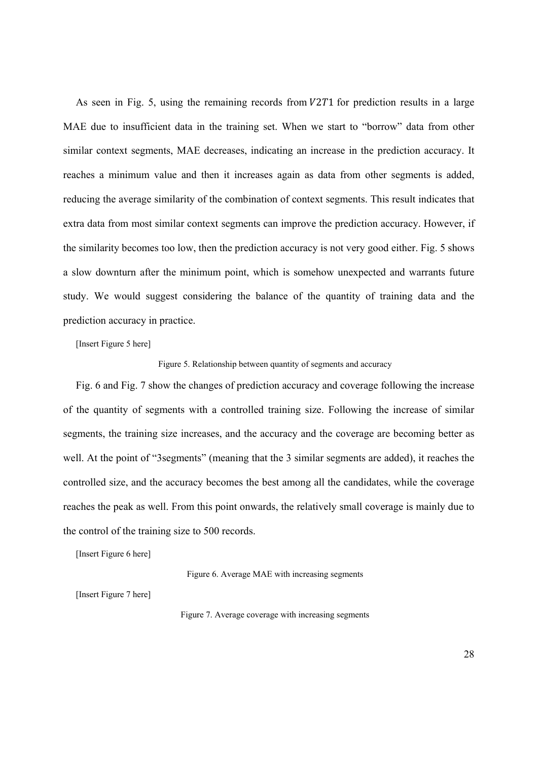As seen in Fig. 5, using the remaining records from $V2T1$ for prediction results in a large MAE due to insufficient data in the training set. When we start to "borrow" data from other similar context segments, MAE decreases, indicating an increase in the prediction accuracy. It reaches a minimum value and then it increases again as data from other segments is added, reducing the average similarity of the combination of context segments. This result indicates that extra data from most similar context segments can improve the prediction accuracy. However, if the similarity becomes too low, then the prediction accuracy is not very good either. Fig. 5 shows a slow downturn after the minimum point, which is somehow unexpected and warrants future study. We would suggest considering the balance of the quantity of training data and the prediction accuracy in practice.

[Insert Figure 5 here]

Figure 5. Relationship between quantity of segments and accuracy

Fig. 6 and Fig. 7 show the changes of prediction accuracy and coverage following the increase of the quantity of segments with a controlled training size. Following the increase of similar segments, the training size increases, and the accuracy and the coverage are becoming better as well. At the point of "3segments" (meaning that the 3 similar segments are added), it reaches the controlled size, and the accuracy becomes the best among all the candidates, while the coverage reaches the peak as well. From this point onwards, the relatively small coverage is mainly due to the control of the training size to 500 records.

[Insert Figure 6 here]

Figure 6. Average MAE with increasing segments

[Insert Figure 7 here]

Figure 7. Average coverage with increasing segments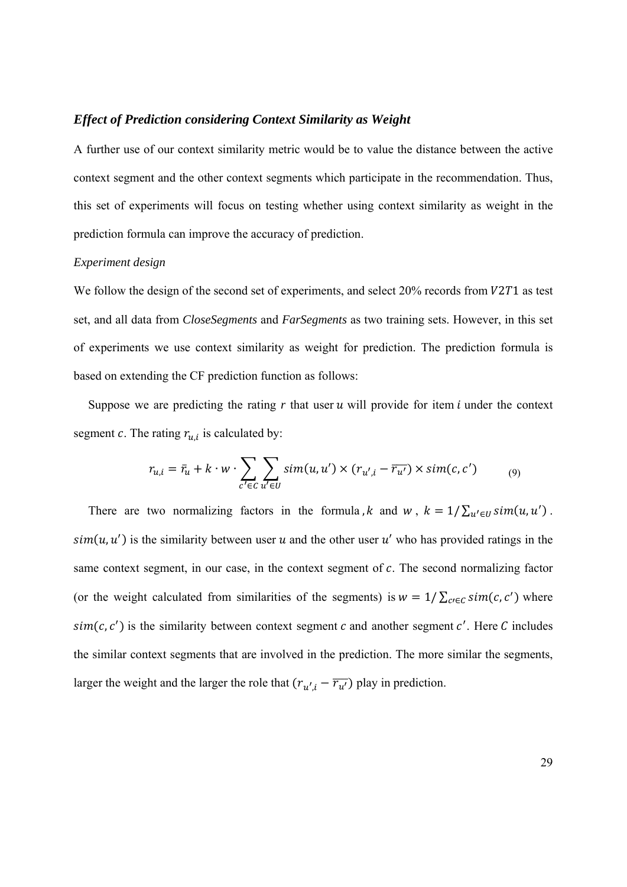### *Effect of Prediction considering Context Similarity as Weight*

A further use of our context similarity metric would be to value the distance between the active context segment and the other context segments which participate in the recommendation. Thus, this set of experiments will focus on testing whether using context similarity as weight in the prediction formula can improve the accuracy of prediction.

*Experiment design*

We follow the design of the second set of experiments, and select 20% records from $V2T1$ as test set, and all data from *CloseSegments* and *FarSegments* as two training sets. However, in this set of experiments we use context similarity as weight for prediction. The prediction formula is based on extending the CF prediction function as follows:

Suppose we are predicting the rating $r$ that user $u$ will provide for item $i$ under the context segment $c$. The rating $r_{u,i}$ is calculated by:

$$r_{u,i} = \bar{r}_u + k \cdot w \cdot \sum_{c' \in C} \sum_{u' \in U} sim(u,u') \times (r_{u',i} - \overline{r_{u'}}) \times sim(c,c') \qquad (9)$$

There are two normalizing factors in the formula, $k$ and $w$, $k = 1/\sum_{u' \in U} sim(u,u')$. $sim(u,u')$ is the similarity between user $u$ and the other user $u'$ who has provided ratings in the same context segment, in our case, in the context segment of $c$. The second normalizing factor (or the weight calculated from similarities of the segments) is $w = 1/\sum_{c' \in C} sim(c,c')$ where $sim(c,c')$ is the similarity between context segment $c$ and another segment $c'$. Here $C$ includes the similar context segments that are involved in the prediction. The more similar the segments, larger the weight and the larger the role that $(r_{u',i} - \overline{r_{u'}})$ play in prediction.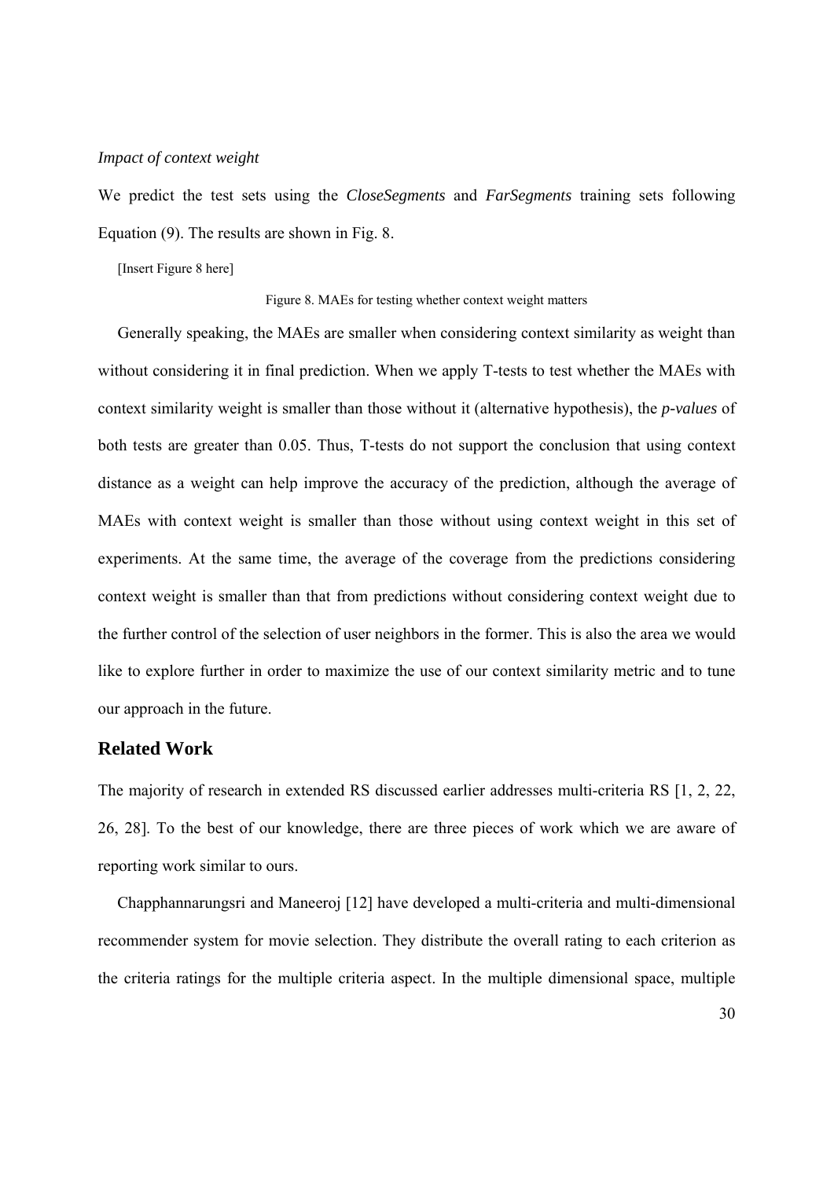*Impact of context weight*

We predict the test sets using the *CloseSegments* and *FarSegments* training sets following Equation (9). The results are shown in Fig. 8.

[Insert Figure 8 here]

Figure 8. MAEs for testing whether context weight matters

Generally speaking, the MAEs are smaller when considering context similarity as weight than without considering it in final prediction. When we apply T-tests to test whether the MAEs with context similarity weight is smaller than those without it (alternative hypothesis), the *p-values* of both tests are greater than 0.05. Thus, T-tests do not support the conclusion that using context distance as a weight can help improve the accuracy of the prediction, although the average of MAEs with context weight is smaller than those without using context weight in this set of experiments. At the same time, the average of the coverage from the predictions considering context weight is smaller than that from predictions without considering context weight due to the further control of the selection of user neighbors in the former. This is also the area we would like to explore further in order to maximize the use of our context similarity metric and to tune our approach in the future.

## Related Work

The majority of research in extended RS discussed earlier addresses multi-criteria RS [1, 2, 22, 26, 28]. To the best of our knowledge, there are three pieces of work which we are aware of reporting work similar to ours.

Chapphannarungsri and Maneeroj [12] have developed a multi-criteria and multi-dimensional recommender system for movie selection. They distribute the overall rating to each criterion as the criteria ratings for the multiple criteria aspect. In the multiple dimensional space, multiple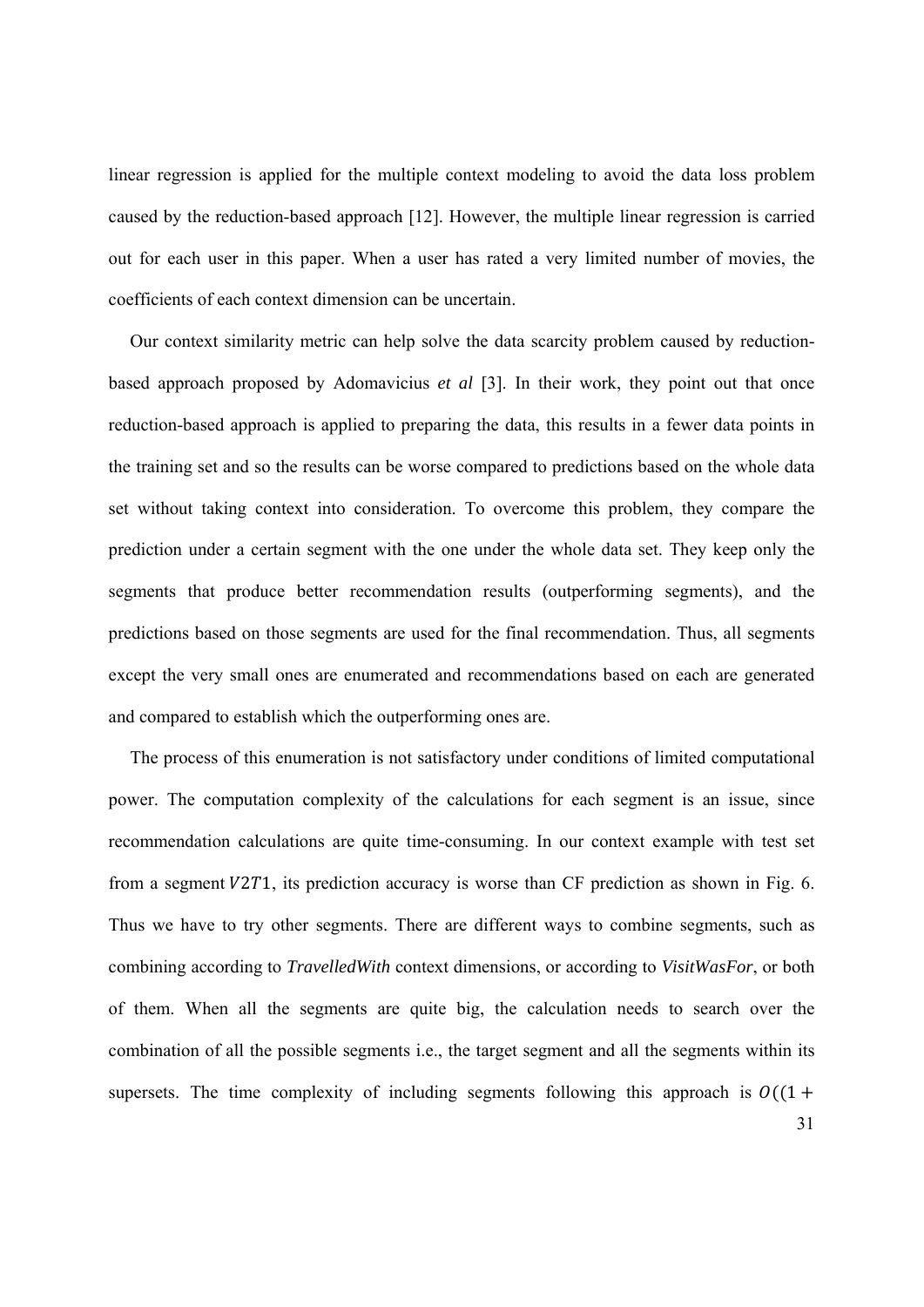linear regression is applied for the multiple context modeling to avoid the data loss problem caused by the reduction-based approach [12]. However, the multiple linear regression is carried out for each user in this paper. When a user has rated a very limited number of movies, the coefficients of each context dimension can be uncertain.

Our context similarity metric can help solve the data scarcity problem caused by reduction-based approach proposed by Adomavicius *et al* [3]. In their work, they point out that once reduction-based approach is applied to preparing the data, this results in a fewer data points in the training set and so the results can be worse compared to predictions based on the whole data set without taking context into consideration. To overcome this problem, they compare the prediction under a certain segment with the one under the whole data set. They keep only the segments that produce better recommendation results (outperforming segments), and the predictions based on those segments are used for the final recommendation. Thus, all segments except the very small ones are enumerated and recommendations based on each are generated and compared to establish which the outperforming ones are.

The process of this enumeration is not satisfactory under conditions of limited computational power. The computation complexity of the calculations for each segment is an issue, since recommendation calculations are quite time-consuming. In our context example with test set from a segment $V2T1$, its prediction accuracy is worse than CF prediction as shown in Fig. 6. Thus we have to try other segments. There are different ways to combine segments, such as combining according to *TravelledWith* context dimensions, or according to *VisitWasFor*, or both of them. When all the segments are quite big, the calculation needs to search over the combination of all the possible segments i.e., the target segment and all the segments within its supersets. The time complexity of including segments following this approach is $O((1 +$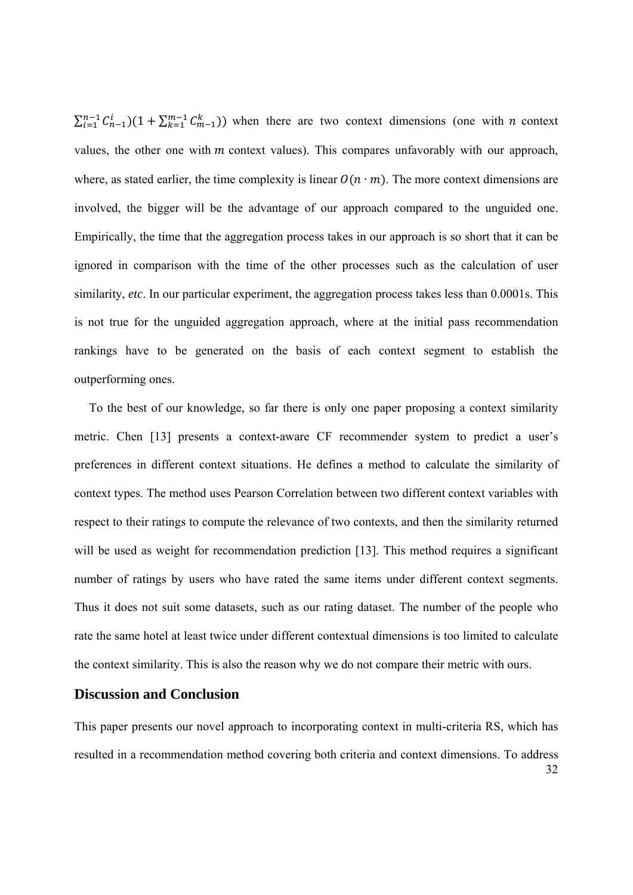$\sum_{i=1}^{n-1} C_{n-1}^{i})(1 + \sum_{k=1}^{m-1} C_{m-1}^{k}))$ when there are two context dimensions (one with $n$ context values, the other one with $m$ context values). This compares unfavorably with our approach, where, as stated earlier, the time complexity is linear $O(n \cdot m)$. The more context dimensions are involved, the bigger will be the advantage of our approach compared to the unguided one. Empirically, the time that the aggregation process takes in our approach is so short that it can be ignored in comparison with the time of the other processes such as the calculation of user similarity, *etc*. In our particular experiment, the aggregation process takes less than 0.0001s. This is not true for the unguided aggregation approach, where at the initial pass recommendation rankings have to be generated on the basis of each context segment to establish the outperforming ones.

To the best of our knowledge, so far there is only one paper proposing a context similarity metric. Chen [13] presents a context-aware CF recommender system to predict a user's preferences in different context situations. He defines a method to calculate the similarity of context types. The method uses Pearson Correlation between two different context variables with respect to their ratings to compute the relevance of two contexts, and then the similarity returned will be used as weight for recommendation prediction [13]. This method requires a significant number of ratings by users who have rated the same items under different context segments. Thus it does not suit some datasets, such as our rating dataset. The number of the people who rate the same hotel at least twice under different contextual dimensions is too limited to calculate the context similarity. This is also the reason why we do not compare their metric with ours.

## Discussion and Conclusion

This paper presents our novel approach to incorporating context in multi-criteria RS, which has resulted in a recommendation method covering both criteria and context dimensions. To address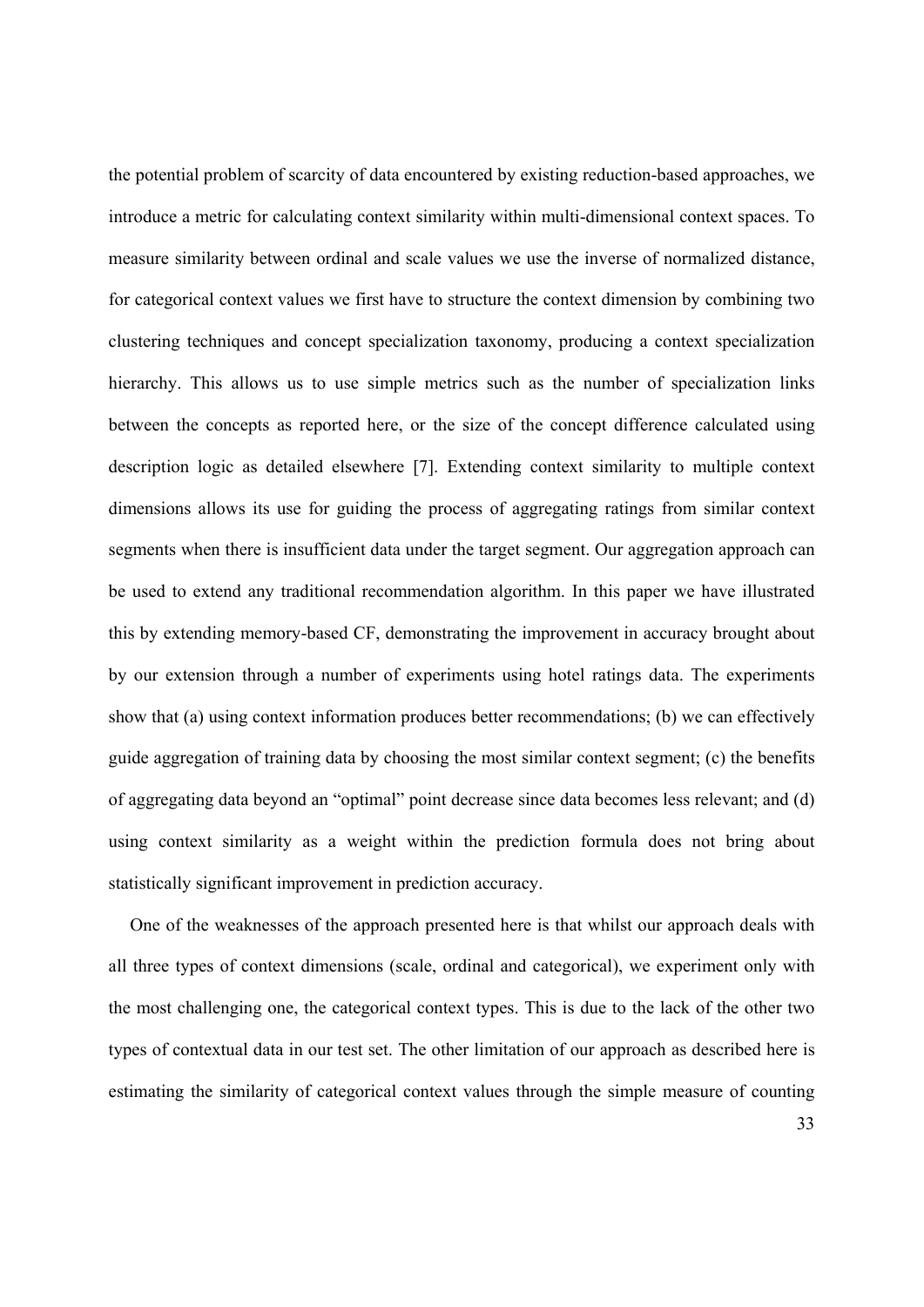the potential problem of scarcity of data encountered by existing reduction-based approaches, we introduce a metric for calculating context similarity within multi-dimensional context spaces. To measure similarity between ordinal and scale values we use the inverse of normalized distance, for categorical context values we first have to structure the context dimension by combining two clustering techniques and concept specialization taxonomy, producing a context specialization hierarchy. This allows us to use simple metrics such as the number of specialization links between the concepts as reported here, or the size of the concept difference calculated using description logic as detailed elsewhere [7]. Extending context similarity to multiple context dimensions allows its use for guiding the process of aggregating ratings from similar context segments when there is insufficient data under the target segment. Our aggregation approach can be used to extend any traditional recommendation algorithm. In this paper we have illustrated this by extending memory-based CF, demonstrating the improvement in accuracy brought about by our extension through a number of experiments using hotel ratings data. The experiments show that (a) using context information produces better recommendations; (b) we can effectively guide aggregation of training data by choosing the most similar context segment; (c) the benefits of aggregating data beyond an "optimal" point decrease since data becomes less relevant; and (d) using context similarity as a weight within the prediction formula does not bring about statistically significant improvement in prediction accuracy.

One of the weaknesses of the approach presented here is that whilst our approach deals with all three types of context dimensions (scale, ordinal and categorical), we experiment only with the most challenging one, the categorical context types. This is due to the lack of the other two types of contextual data in our test set. The other limitation of our approach as described here is estimating the similarity of categorical context values through the simple measure of counting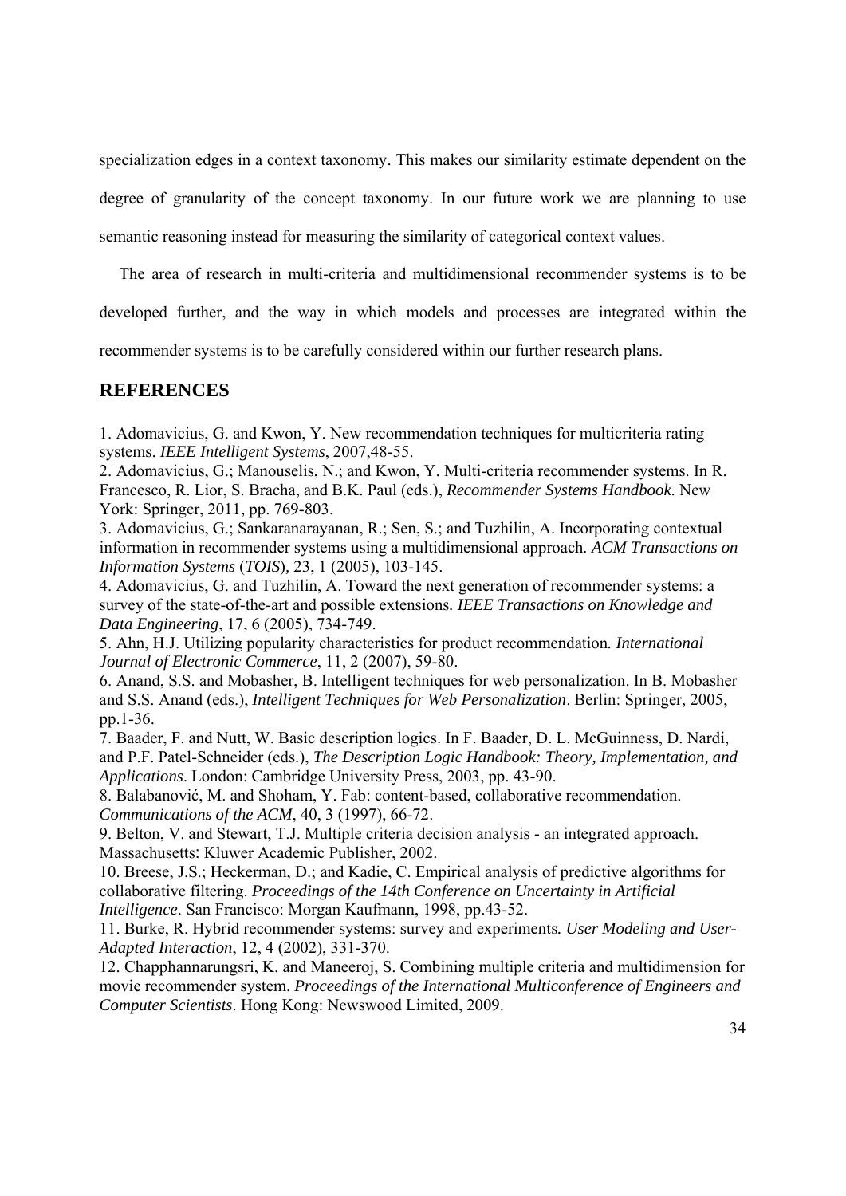specialization edges in a context taxonomy. This makes our similarity estimate dependent on the degree of granularity of the concept taxonomy. In our future work we are planning to use semantic reasoning instead for measuring the similarity of categorical context values.

The area of research in multi-criteria and multidimensional recommender systems is to be developed further, and the way in which models and processes are integrated within the recommender systems is to be carefully considered within our further research plans.

## REFERENCES

1. Adomavicius, G. and Kwon, Y. New recommendation techniques for multicriteria rating systems. *IEEE Intelligent Systems*, 2007,48-55.
2. Adomavicius, G.; Manouselis, N.; and Kwon, Y. Multi-criteria recommender systems. In R. Francesco, R. Lior, S. Bracha, and B.K. Paul (eds.), *Recommender Systems Handbook*. New York: Springer, 2011, pp. 769-803.
3. Adomavicius, G.; Sankaranarayanan, R.; Sen, S.; and Tuzhilin, A. Incorporating contextual information in recommender systems using a multidimensional approach. *ACM Transactions on Information Systems* (*TOIS*), 23, 1 (2005), 103-145.
4. Adomavicius, G. and Tuzhilin, A. Toward the next generation of recommender systems: a survey of the state-of-the-art and possible extensions. *IEEE Transactions on Knowledge and Data Engineering*, 17, 6 (2005), 734-749.
5. Ahn, H.J. Utilizing popularity characteristics for product recommendation. *International Journal of Electronic Commerce*, 11, 2 (2007), 59-80.
6. Anand, S.S. and Mobasher, B. Intelligent techniques for web personalization. In B. Mobasher and S.S. Anand (eds.), *Intelligent Techniques for Web Personalization*. Berlin: Springer, 2005, pp.1-36.
7. Baader, F. and Nutt, W. Basic description logics. In F. Baader, D. L. McGuinness, D. Nardi, and P.F. Patel-Schneider (eds.), *The Description Logic Handbook: Theory, Implementation, and Applications*. London: Cambridge University Press, 2003, pp. 43-90.
8. Balabanović, M. and Shoham, Y. Fab: content-based, collaborative recommendation. *Communications of the ACM*, 40, 3 (1997), 66-72.
9. Belton, V. and Stewart, T.J. Multiple criteria decision analysis - an integrated approach. Massachusetts: Kluwer Academic Publisher, 2002.
10. Breese, J.S.; Heckerman, D.; and Kadie, C. Empirical analysis of predictive algorithms for collaborative filtering. *Proceedings of the 14th Conference on Uncertainty in Artificial Intelligence*. San Francisco: Morgan Kaufmann, 1998, pp.43-52.
11. Burke, R. Hybrid recommender systems: survey and experiments. *User Modeling and User-Adapted Interaction*, 12, 4 (2002), 331-370.
12. Chapphannarungsri, K. and Maneeroj, S. Combining multiple criteria and multidimension for movie recommender system. *Proceedings of the International Multiconference of Engineers and Computer Scientists*. Hong Kong: Newswood Limited, 2009.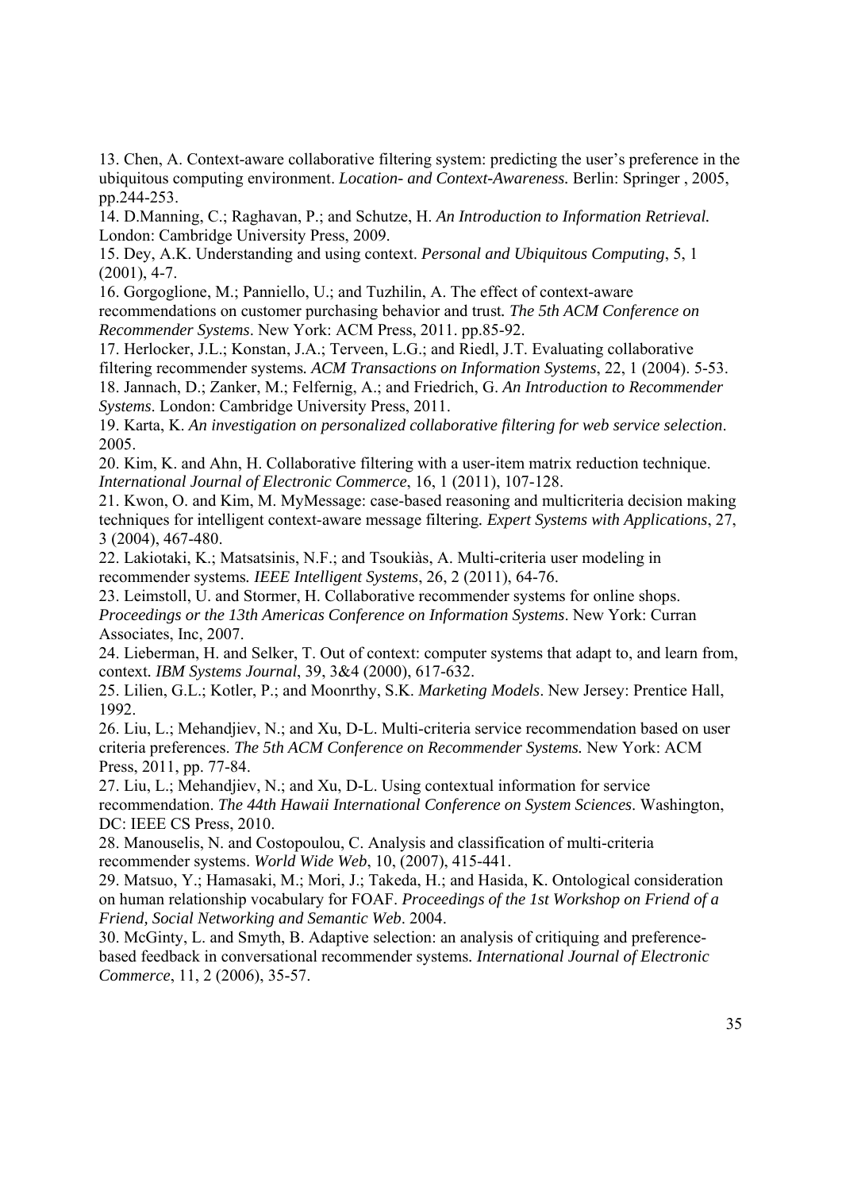13. Chen, A. Context-aware collaborative filtering system: predicting the user's preference in the ubiquitous computing environment. *Location- and Context-Awareness*. Berlin: Springer , 2005, pp.244-253.

14. D.Manning, C.; Raghavan, P.; and Schutze, H. *An Introduction to Information Retrieval.* London: Cambridge University Press, 2009.

15. Dey, A.K. Understanding and using context. *Personal and Ubiquitous Computing*, 5, 1 (2001), 4-7.

16. Gorgoglione, M.; Panniello, U.; and Tuzhilin, A. The effect of context-aware recommendations on customer purchasing behavior and trust*. The 5th ACM Conference on Recommender Systems*. New York: ACM Press, 2011. pp.85-92.

17. Herlocker, J.L.; Konstan, J.A.; Terveen, L.G.; and Riedl, J.T. Evaluating collaborative filtering recommender systems*. ACM Transactions on Information Systems*, 22, 1 (2004). 5-53.

18. Jannach, D.; Zanker, M.; Felfernig, A.; and Friedrich, G. *An Introduction to Recommender Systems*. London: Cambridge University Press, 2011.

19. Karta, K. *An investigation on personalized collaborative filtering for web service selection*. 2005.

20. Kim, K. and Ahn, H. Collaborative filtering with a user-item matrix reduction technique. *International Journal of Electronic Commerce*, 16, 1 (2011), 107-128.

21. Kwon, O. and Kim, M. MyMessage: case-based reasoning and multicriteria decision making techniques for intelligent context-aware message filtering*. Expert Systems with Applications*, 27, 3 (2004), 467-480.

22. Lakiotaki, K.; Matsatsinis, N.F.; and Tsoukiàs, A. Multi-criteria user modeling in recommender systems*. IEEE Intelligent Systems*, 26, 2 (2011), 64-76.

23. Leimstoll, U. and Stormer, H. Collaborative recommender systems for online shops. *Proceedings or the 13th Americas Conference on Information Systems*. New York: Curran Associates, Inc, 2007.

24. Lieberman, H. and Selker, T. Out of context: computer systems that adapt to, and learn from, context*. IBM Systems Journal*, 39, 3&4 (2000), 617-632.

25. Lilien, G.L.; Kotler, P.; and Moonrthy, S.K. *Marketing Models*. New Jersey: Prentice Hall, 1992.

26. Liu, L.; Mehandjiev, N.; and Xu, D-L. Multi-criteria service recommendation based on user criteria preferences. *The 5th ACM Conference on Recommender Systems.* New York: ACM Press, 2011, pp. 77-84.

27. Liu, L.; Mehandjiev, N.; and Xu, D-L. Using contextual information for service recommendation. *The 44th Hawaii International Conference on System Sciences*. Washington, DC: IEEE CS Press, 2010.

28. Manouselis, N. and Costopoulou, C. Analysis and classification of multi-criteria recommender systems. *World Wide Web*, 10, (2007), 415-441.

29. Matsuo, Y.; Hamasaki, M.; Mori, J.; Takeda, H.; and Hasida, K. Ontological consideration on human relationship vocabulary for FOAF. *Proceedings of the 1st Workshop on Friend of a Friend, Social Networking and Semantic Web*. 2004.

30. McGinty, L. and Smyth, B. Adaptive selection: an analysis of critiquing and preference-based feedback in conversational recommender systems*. International Journal of Electronic Commerce*, 11, 2 (2006), 35-57.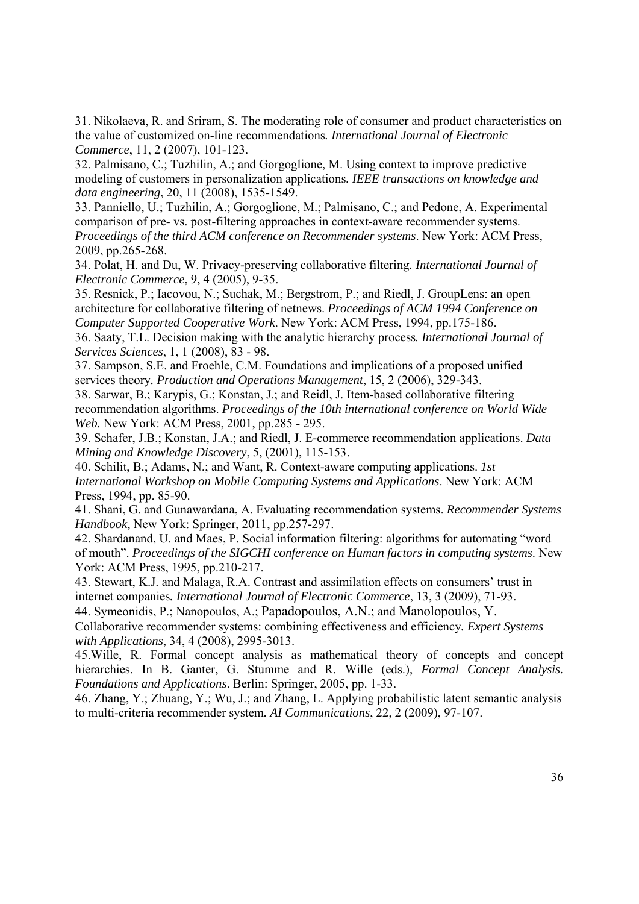31. Nikolaeva, R. and Sriram, S. The moderating role of consumer and product characteristics on the value of customized on-line recommendations. *International Journal of Electronic Commerce*, 11, 2 (2007), 101-123.

32. Palmisano, C.; Tuzhilin, A.; and Gorgoglione, M. Using context to improve predictive modeling of customers in personalization applications. *IEEE transactions on knowledge and data engineering*, 20, 11 (2008), 1535-1549.

33. Panniello, U.; Tuzhilin, A.; Gorgoglione, M.; Palmisano, C.; and Pedone, A. Experimental comparison of pre- vs. post-filtering approaches in context-aware recommender systems. *Proceedings of the third ACM conference on Recommender systems*. New York: ACM Press, 2009, pp.265-268.

34. Polat, H. and Du, W. Privacy-preserving collaborative filtering. *International Journal of Electronic Commerce*, 9, 4 (2005), 9-35.

35. Resnick, P.; Iacovou, N.; Suchak, M.; Bergstrom, P.; and Riedl, J. GroupLens: an open architecture for collaborative filtering of netnews. *Proceedings of ACM 1994 Conference on Computer Supported Cooperative Work*. New York: ACM Press, 1994, pp.175-186.

36. Saaty, T.L. Decision making with the analytic hierarchy process. *International Journal of Services Sciences*, 1, 1 (2008), 83 - 98.

37. Sampson, S.E. and Froehle, C.M. Foundations and implications of a proposed unified services theory. *Production and Operations Management*, 15, 2 (2006), 329-343.

38. Sarwar, B.; Karypis, G.; Konstan, J.; and Reidl, J. Item-based collaborative filtering recommendation algorithms. *Proceedings of the 10th international conference on World Wide Web*. New York: ACM Press, 2001, pp.285 - 295.

39. Schafer, J.B.; Konstan, J.A.; and Riedl, J. E-commerce recommendation applications. *Data Mining and Knowledge Discovery*, 5, (2001), 115-153.

40. Schilit, B.; Adams, N.; and Want, R. Context-aware computing applications. *1st International Workshop on Mobile Computing Systems and Applications*. New York: ACM Press, 1994, pp. 85-90.

41. Shani, G. and Gunawardana, A. Evaluating recommendation systems. *Recommender Systems Handbook*, New York: Springer, 2011, pp.257-297.

42. Shardanand, U. and Maes, P. Social information filtering: algorithms for automating "word of mouth". *Proceedings of the SIGCHI conference on Human factors in computing systems*. New York: ACM Press, 1995, pp.210-217.

43. Stewart, K.J. and Malaga, R.A. Contrast and assimilation effects on consumers' trust in internet companies. *International Journal of Electronic Commerce*, 13, 3 (2009), 71-93.

44. Symeonidis, P.; Nanopoulos, A.; Papadopoulos, A.N.; and Manolopoulos, Y. Collaborative recommender systems: combining effectiveness and efficiency. *Expert Systems with Applications*, 34, 4 (2008), 2995-3013.

45. Wille, R. Formal concept analysis as mathematical theory of concepts and concept hierarchies. In B. Ganter, G. Stumme and R. Wille (eds.), *Formal Concept Analysis. Foundations and Applications*. Berlin: Springer, 2005, pp. 1-33.

46. Zhang, Y.; Zhuang, Y.; Wu, J.; and Zhang, L. Applying probabilistic latent semantic analysis to multi-criteria recommender system. *AI Communications*, 22, 2 (2009), 97-107.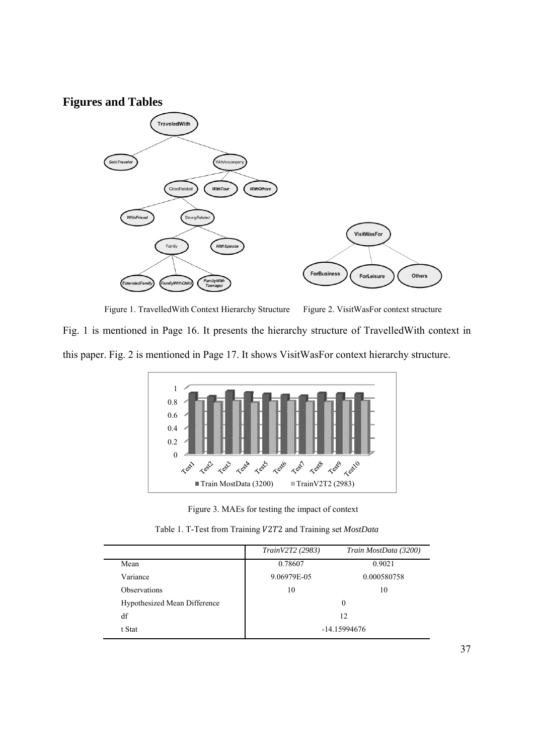## Figures and Tables

Figure 1. TravelledWith Context Hierarchy Structure Figure 2. VisitWasFor context structure

Fig. 1 is mentioned in Page 16. It presents the hierarchy structure of TravelledWith context in this paper. Fig. 2 is mentioned in Page 17. It shows VisitWasFor context hierarchy structure.

Figure 3. MAEs for testing the impact of context

Table 1. T-Test from Training $V2T2$ and Training set *MostData*

| | *TrainV2T2 (2983)* | *Train MostData (3200)* |
|---|---|---|
| Mean | 0.78607 | 0.9021 |
| Variance | 9.06979E-05 | 0.000580758 |
| Observations | 10 | 10 |
| Hypothesized Mean Difference | 0 | |
| df | 12 | |
| t Stat | -14.15994676 | |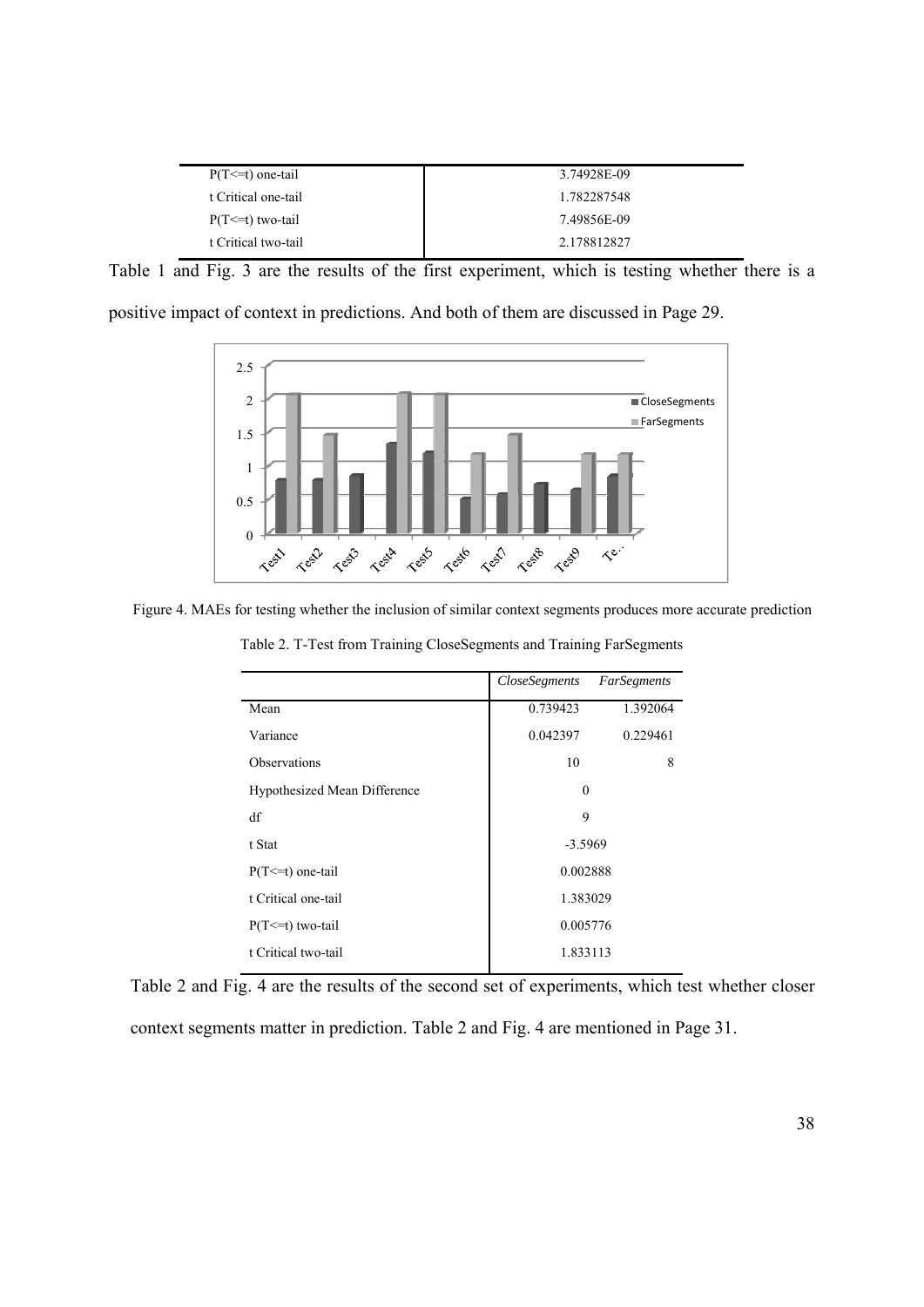| | |
|---|---|
| P(T<=t) one-tail | 3.74928E-09 |
| t Critical one-tail | 1.782287548 |
| P(T<=t) two-tail | 7.49856E-09 |
| t Critical two-tail | 2.178812827 |

Table 1 and Fig. 3 are the results of the first experiment, which is testing whether there is a positive impact of context in predictions. And both of them are discussed in Page 29.

Figure 4. MAEs for testing whether the inclusion of similar context segments produces more accurate prediction

Table 2. T-Test from Training CloseSegments and Training FarSegments

| | *CloseSegments* | *FarSegments* |
|---|---|---|
| Mean | 0.739423 | 1.392064 |
| Variance | 0.042397 | 0.229461 |
| Observations | 10 | 8 |
| Hypothesized Mean Difference | 0 | |
| df | 9 | |
| t Stat | -3.5969 | |
| P(T<=t) one-tail | 0.002888 | |
| t Critical one-tail | 1.383029 | |
| P(T<=t) two-tail | 0.005776 | |
| t Critical two-tail | 1.833113 | |

Table 2 and Fig. 4 are the results of the second set of experiments, which test whether closer context segments matter in prediction. Table 2 and Fig. 4 are mentioned in Page 31.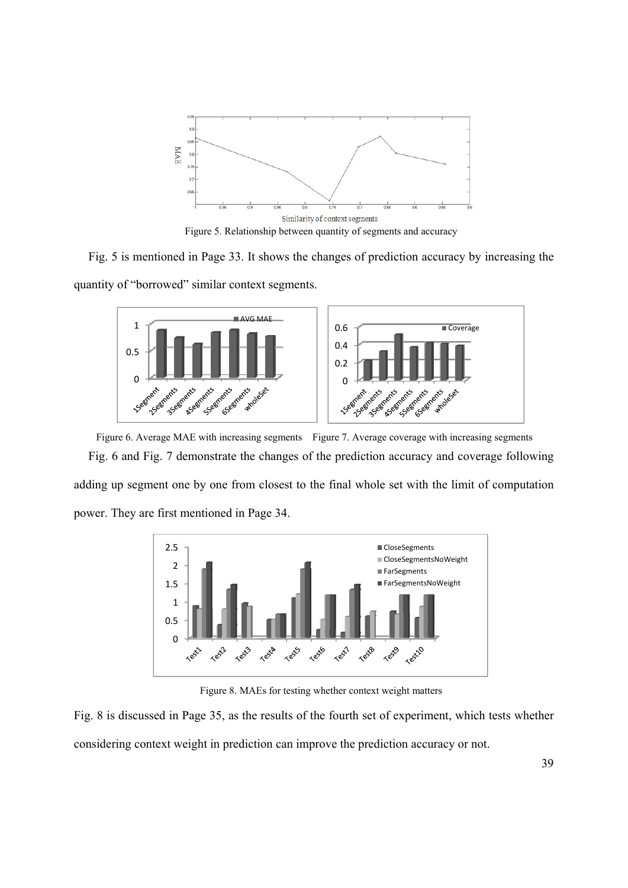Figure 5. Relationship between quantity of segments and accuracy

Fig. 5 is mentioned in Page 33. It shows the changes of prediction accuracy by increasing the quantity of "borrowed" similar context segments.

Figure 6. Average MAE with increasing segments    Figure 7. Average coverage with increasing segments

Fig. 6 and Fig. 7 demonstrate the changes of the prediction accuracy and coverage following adding up segment one by one from closest to the final whole set with the limit of computation power. They are first mentioned in Page 34.

Figure 8. MAEs for testing whether context weight matters

Fig. 8 is discussed in Page 35, as the results of the fourth set of experiment, which tests whether considering context weight in prediction can improve the prediction accuracy or not.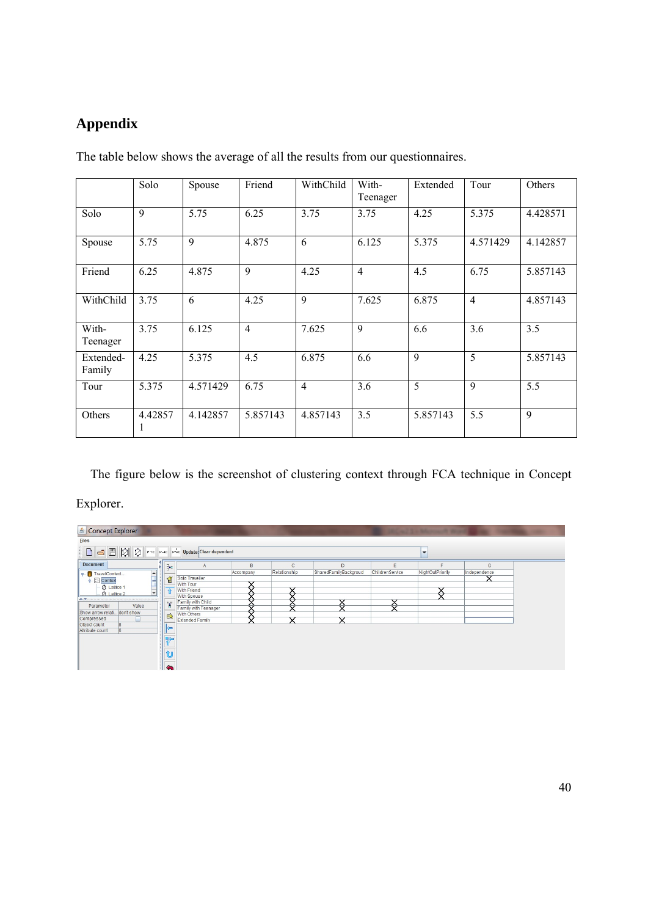# Appendix

The table below shows the average of all the results from our questionnaires.

| | Solo | Spouse | Friend | WithChild | With-Teenager | Extended | Tour | Others |
|---|---|---|---|---|---|---|---|---|
| Solo | 9 | 5.75 | 6.25 | 3.75 | 3.75 | 4.25 | 5.375 | 4.428571 |
| Spouse | 5.75 | 9 | 4.875 | 6 | 6.125 | 5.375 | 4.571429 | 4.142857 |
| Friend | 6.25 | 4.875 | 9 | 4.25 | 4 | 4.5 | 6.75 | 5.857143 |
| WithChild | 3.75 | 6 | 4.25 | 9 | 7.625 | 6.875 | 4 | 4.857143 |
| With-Teenager | 3.75 | 6.125 | 4 | 7.625 | 9 | 6.6 | 3.6 | 3.5 |
| Extended-Family | 4.25 | 5.375 | 4.5 | 6.875 | 6.6 | 9 | 5 | 5.857143 |
| Tour | 5.375 | 4.571429 | 6.75 | 4 | 3.6 | 5 | 9 | 5.5 |
| Others | 4.428571 | 4.142857 | 5.857143 | 4.857143 | 3.5 | 5.857143 | 5.5 | 9 |

The figure below is the screenshot of clustering context through FCA technique in Concept Explorer.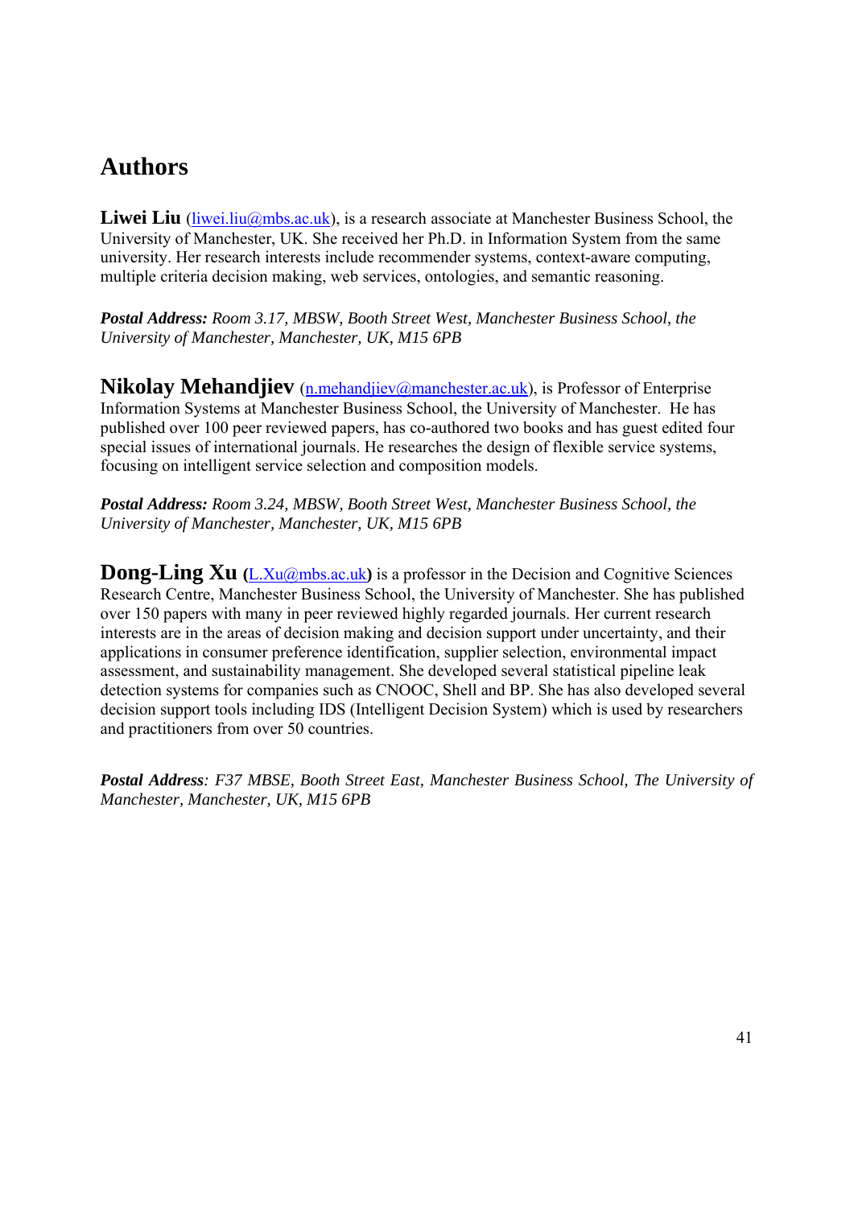## Authors

**Liwei Liu** (liwei.liu@mbs.ac.uk), is a research associate at Manchester Business School, the University of Manchester, UK. She received her Ph.D. in Information System from the same university. Her research interests include recommender systems, context-aware computing, multiple criteria decision making, web services, ontologies, and semantic reasoning.

***Postal Address:*** *Room 3.17, MBSW, Booth Street West, Manchester Business School, the University of Manchester, Manchester, UK, M15 6PB*

**Nikolay Mehandjiev** (n.mehandjiev@manchester.ac.uk), is Professor of Enterprise Information Systems at Manchester Business School, the University of Manchester. He has published over 100 peer reviewed papers, has co-authored two books and has guest edited four special issues of international journals. He researches the design of flexible service systems, focusing on intelligent service selection and composition models.

***Postal Address:*** *Room 3.24, MBSW, Booth Street West, Manchester Business School, the University of Manchester, Manchester, UK, M15 6PB*

**Dong-Ling Xu** **(**L.Xu@mbs.ac.uk**)** is a professor in the Decision and Cognitive Sciences Research Centre, Manchester Business School, the University of Manchester. She has published over 150 papers with many in peer reviewed highly regarded journals. Her current research interests are in the areas of decision making and decision support under uncertainty, and their applications in consumer preference identification, supplier selection, environmental impact assessment, and sustainability management. She developed several statistical pipeline leak detection systems for companies such as CNOOC, Shell and BP. She has also developed several decision support tools including IDS (Intelligent Decision System) which is used by researchers and practitioners from over 50 countries.

***Postal Address****: F37 MBSE, Booth Street East, Manchester Business School, The University of Manchester, Manchester, UK, M15 6PB*